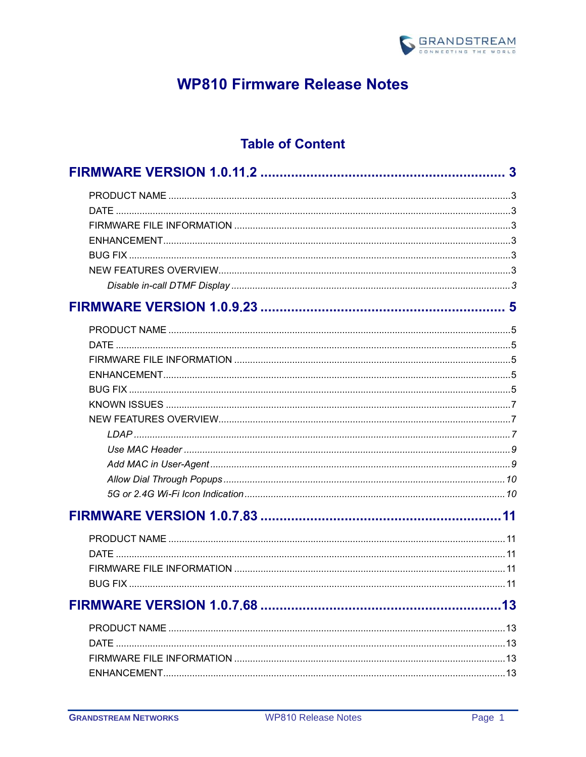# WP810 Firmware Release Notes

## Table of Content

**FIRMWARE VERSION 1.0.11.2 .................................................... 3**

- PRODUCT NAME .................................................... 3
- DATE .................................................... 3
- FIRMWARE FILE INFORMATION .................................................... 3
- ENHANCEMENT .................................................... 3
- BUG FIX .................................................... 3
- NEW FEATURES OVERVIEW .................................................... 3
  - *Disable in-call DTMF Display .................................................... 3*

**FIRMWARE VERSION 1.0.9.23 .................................................... 5**

- PRODUCT NAME .................................................... 5
- DATE .................................................... 5
- FIRMWARE FILE INFORMATION .................................................... 5
- ENHANCEMENT .................................................... 5
- BUG FIX .................................................... 5
- KNOWN ISSUES .................................................... 7
- NEW FEATURES OVERVIEW .................................................... 7
  - *LDAP .................................................... 7*
  - *Use MAC Header .................................................... 9*
  - *Add MAC in User-Agent .................................................... 9*
  - *Allow Dial Through Popups .................................................... 10*
  - *5G or 2.4G Wi-Fi Icon Indication .................................................... 10*

**FIRMWARE VERSION 1.0.7.83 .................................................... 11**

- PRODUCT NAME .................................................... 11
- DATE .................................................... 11
- FIRMWARE FILE INFORMATION .................................................... 11
- BUG FIX .................................................... 11

**FIRMWARE VERSION 1.0.7.68 .................................................... 13**

- PRODUCT NAME .................................................... 13
- DATE .................................................... 13
- FIRMWARE FILE INFORMATION .................................................... 13
- ENHANCEMENT .................................................... 13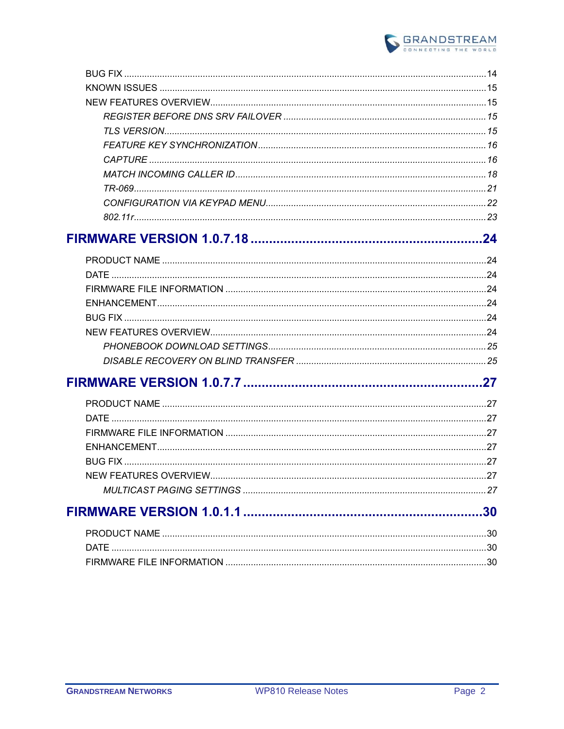BUG FIX ....................................................................................................................................14
KNOWN ISSUES ..........................................................................................................................15
NEW FEATURES OVERVIEW........................................................................................................15
*REGISTER BEFORE DNS SRV FAILOVER ...............................................................................15*
*TLS VERSION.............................................................................................................................15*
*FEATURE KEY SYNCHRONIZATION........................................................................................16*
*CAPTURE ...................................................................................................................................16*
*MATCH INCOMING CALLER ID.................................................................................................18*
*TR-069........................................................................................................................................21*
*CONFIGURATION VIA KEYPAD MENU.....................................................................................22*
*802.11r........................................................................................................................................23*

**FIRMWARE VERSION 1.0.7.18 ........................................................................24**

PRODUCT NAME .........................................................................................................................24
DATE ............................................................................................................................................24
FIRMWARE FILE INFORMATION ................................................................................................24
ENHANCEMENT...........................................................................................................................24
BUG FIX .......................................................................................................................................24
NEW FEATURES OVERVIEW.......................................................................................................24
*PHONEBOOK DOWNLOAD SETTINGS....................................................................................25*
*DISABLE RECOVERY ON BLIND TRANSFER .........................................................................25*

**FIRMWARE VERSION 1.0.7.7 ..........................................................................27**

PRODUCT NAME .........................................................................................................................27
DATE ............................................................................................................................................27
FIRMWARE FILE INFORMATION ................................................................................................27
ENHANCEMENT...........................................................................................................................27
BUG FIX .......................................................................................................................................27
NEW FEATURES OVERVIEW.......................................................................................................27
*MULTICAST PAGING SETTINGS ..............................................................................................27*

**FIRMWARE VERSION 1.0.1.1 ..........................................................................30**

PRODUCT NAME .........................................................................................................................30
DATE ............................................................................................................................................30
FIRMWARE FILE INFORMATION ................................................................................................30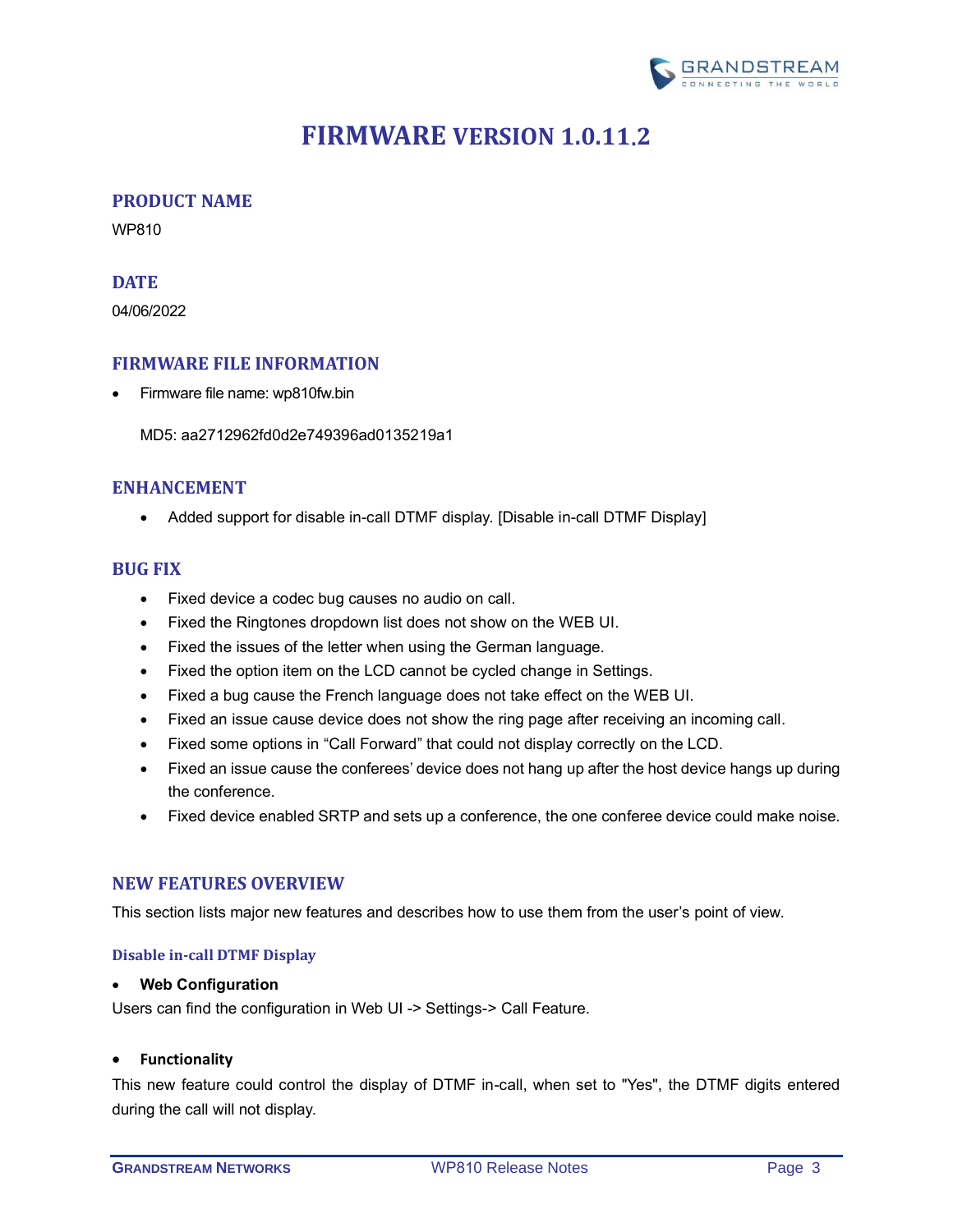# FIRMWARE VERSION 1.0.11.2

## PRODUCT NAME

WP810

## DATE

04/06/2022

## FIRMWARE FILE INFORMATION

- Firmware file name: wp810fw.bin

  MD5: aa2712962fd0d2e749396ad0135219a1

## ENHANCEMENT

- Added support for disable in-call DTMF display. [Disable in-call DTMF Display]

## BUG FIX

- Fixed device a codec bug causes no audio on call.
- Fixed the Ringtones dropdown list does not show on the WEB UI.
- Fixed the issues of the letter when using the German language.
- Fixed the option item on the LCD cannot be cycled change in Settings.
- Fixed a bug cause the French language does not take effect on the WEB UI.
- Fixed an issue cause device does not show the ring page after receiving an incoming call.
- Fixed some options in "Call Forward" that could not display correctly on the LCD.
- Fixed an issue cause the conferees' device does not hang up after the host device hangs up during the conference.
- Fixed device enabled SRTP and sets up a conference, the one conferee device could make noise.

## NEW FEATURES OVERVIEW

This section lists major new features and describes how to use them from the user's point of view.

### Disable in-call DTMF Display

- **Web Configuration**

Users can find the configuration in Web UI -> Settings-> Call Feature.

- **Functionality**

This new feature could control the display of DTMF in-call, when set to "Yes", the DTMF digits entered during the call will not display.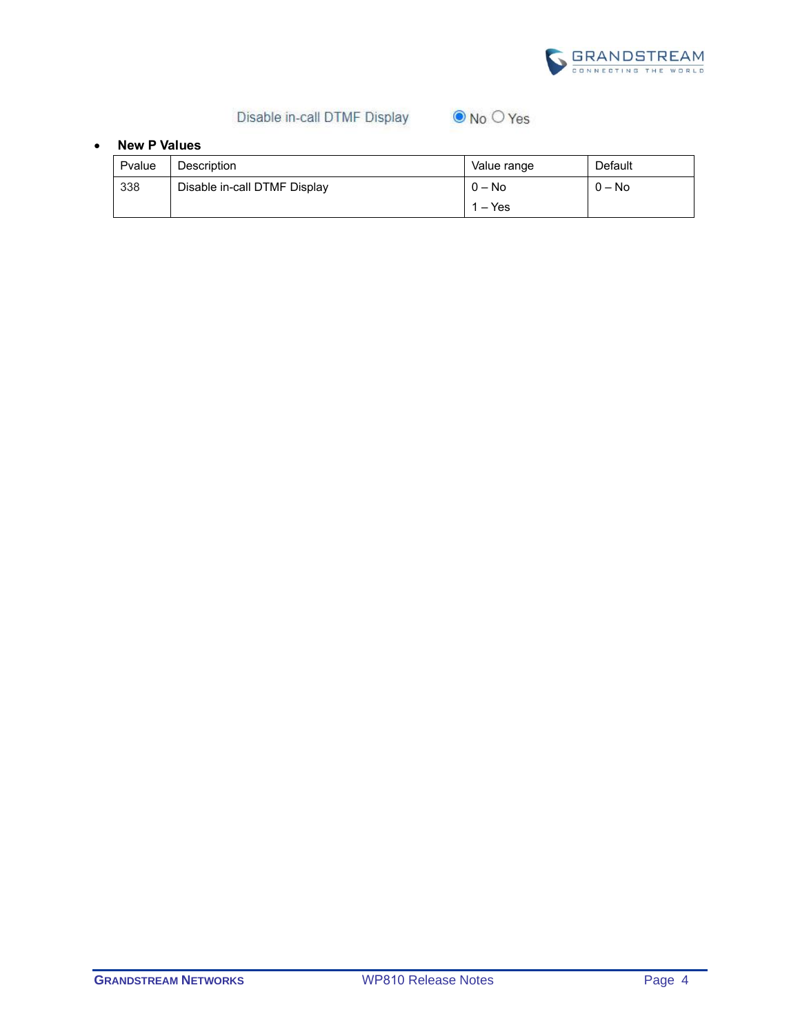Disable in-call DTMF Display ◉ No ○ Yes

- **New P Values**

| Pvalue | Description | Value range | Default |
|---|---|---|---|
| 338 | Disable in-call DTMF Display | 0 – No<br>1 – Yes | 0 – No |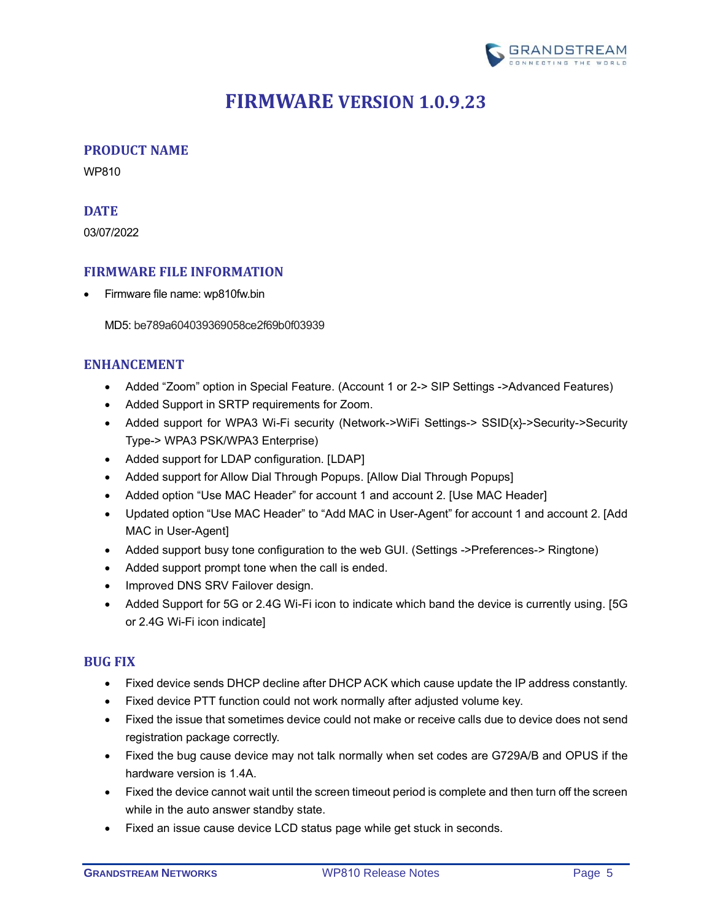# FIRMWARE VERSION 1.0.9.23

## PRODUCT NAME

WP810

## DATE

03/07/2022

## FIRMWARE FILE INFORMATION

- Firmware file name: wp810fw.bin

  MD5: be789a604039369058ce2f69b0f03939

## ENHANCEMENT

- Added "Zoom" option in Special Feature. (Account 1 or 2-> SIP Settings ->Advanced Features)
- Added Support in SRTP requirements for Zoom.
- Added support for WPA3 Wi-Fi security (Network->WiFi Settings-> SSID{x}->Security->Security Type-> WPA3 PSK/WPA3 Enterprise)
- Added support for LDAP configuration. [LDAP]
- Added support for Allow Dial Through Popups. [Allow Dial Through Popups]
- Added option "Use MAC Header" for account 1 and account 2. [Use MAC Header]
- Updated option "Use MAC Header" to "Add MAC in User-Agent" for account 1 and account 2. [Add MAC in User-Agent]
- Added support busy tone configuration to the web GUI. (Settings ->Preferences-> Ringtone)
- Added support prompt tone when the call is ended.
- Improved DNS SRV Failover design.
- Added Support for 5G or 2.4G Wi-Fi icon to indicate which band the device is currently using. [5G or 2.4G Wi-Fi icon indicate]

## BUG FIX

- Fixed device sends DHCP decline after DHCP ACK which cause update the IP address constantly.
- Fixed device PTT function could not work normally after adjusted volume key.
- Fixed the issue that sometimes device could not make or receive calls due to device does not send registration package correctly.
- Fixed the bug cause device may not talk normally when set codes are G729A/B and OPUS if the hardware version is 1.4A.
- Fixed the device cannot wait until the screen timeout period is complete and then turn off the screen while in the auto answer standby state.
- Fixed an issue cause device LCD status page while get stuck in seconds.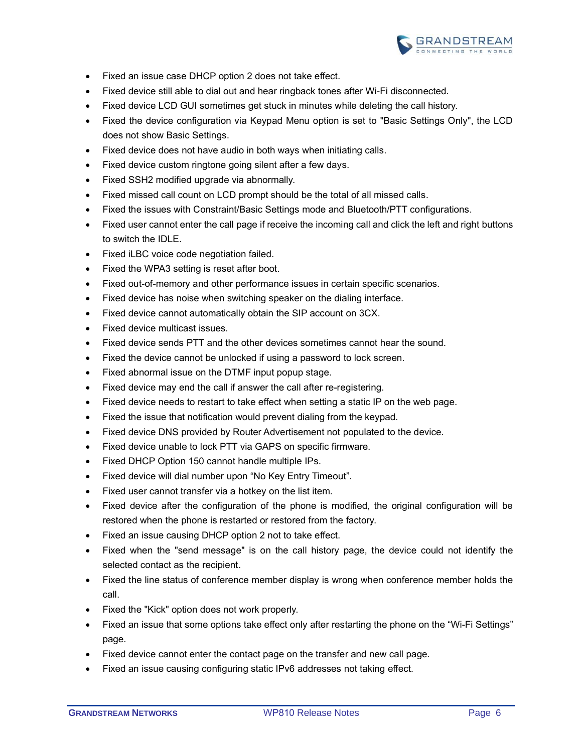- Fixed an issue case DHCP option 2 does not take effect.
- Fixed device still able to dial out and hear ringback tones after Wi-Fi disconnected.
- Fixed device LCD GUI sometimes get stuck in minutes while deleting the call history.
- Fixed the device configuration via Keypad Menu option is set to "Basic Settings Only", the LCD does not show Basic Settings.
- Fixed device does not have audio in both ways when initiating calls.
- Fixed device custom ringtone going silent after a few days.
- Fixed SSH2 modified upgrade via abnormally.
- Fixed missed call count on LCD prompt should be the total of all missed calls.
- Fixed the issues with Constraint/Basic Settings mode and Bluetooth/PTT configurations.
- Fixed user cannot enter the call page if receive the incoming call and click the left and right buttons to switch the IDLE.
- Fixed iLBC voice code negotiation failed.
- Fixed the WPA3 setting is reset after boot.
- Fixed out-of-memory and other performance issues in certain specific scenarios.
- Fixed device has noise when switching speaker on the dialing interface.
- Fixed device cannot automatically obtain the SIP account on 3CX.
- Fixed device multicast issues.
- Fixed device sends PTT and the other devices sometimes cannot hear the sound.
- Fixed the device cannot be unlocked if using a password to lock screen.
- Fixed abnormal issue on the DTMF input popup stage.
- Fixed device may end the call if answer the call after re-registering.
- Fixed device needs to restart to take effect when setting a static IP on the web page.
- Fixed the issue that notification would prevent dialing from the keypad.
- Fixed device DNS provided by Router Advertisement not populated to the device.
- Fixed device unable to lock PTT via GAPS on specific firmware.
- Fixed DHCP Option 150 cannot handle multiple IPs.
- Fixed device will dial number upon “No Key Entry Timeout”.
- Fixed user cannot transfer via a hotkey on the list item.
- Fixed device after the configuration of the phone is modified, the original configuration will be restored when the phone is restarted or restored from the factory.
- Fixed an issue causing DHCP option 2 not to take effect.
- Fixed when the "send message" is on the call history page, the device could not identify the selected contact as the recipient.
- Fixed the line status of conference member display is wrong when conference member holds the call.
- Fixed the "Kick" option does not work properly.
- Fixed an issue that some options take effect only after restarting the phone on the “Wi-Fi Settings” page.
- Fixed device cannot enter the contact page on the transfer and new call page.
- Fixed an issue causing configuring static IPv6 addresses not taking effect.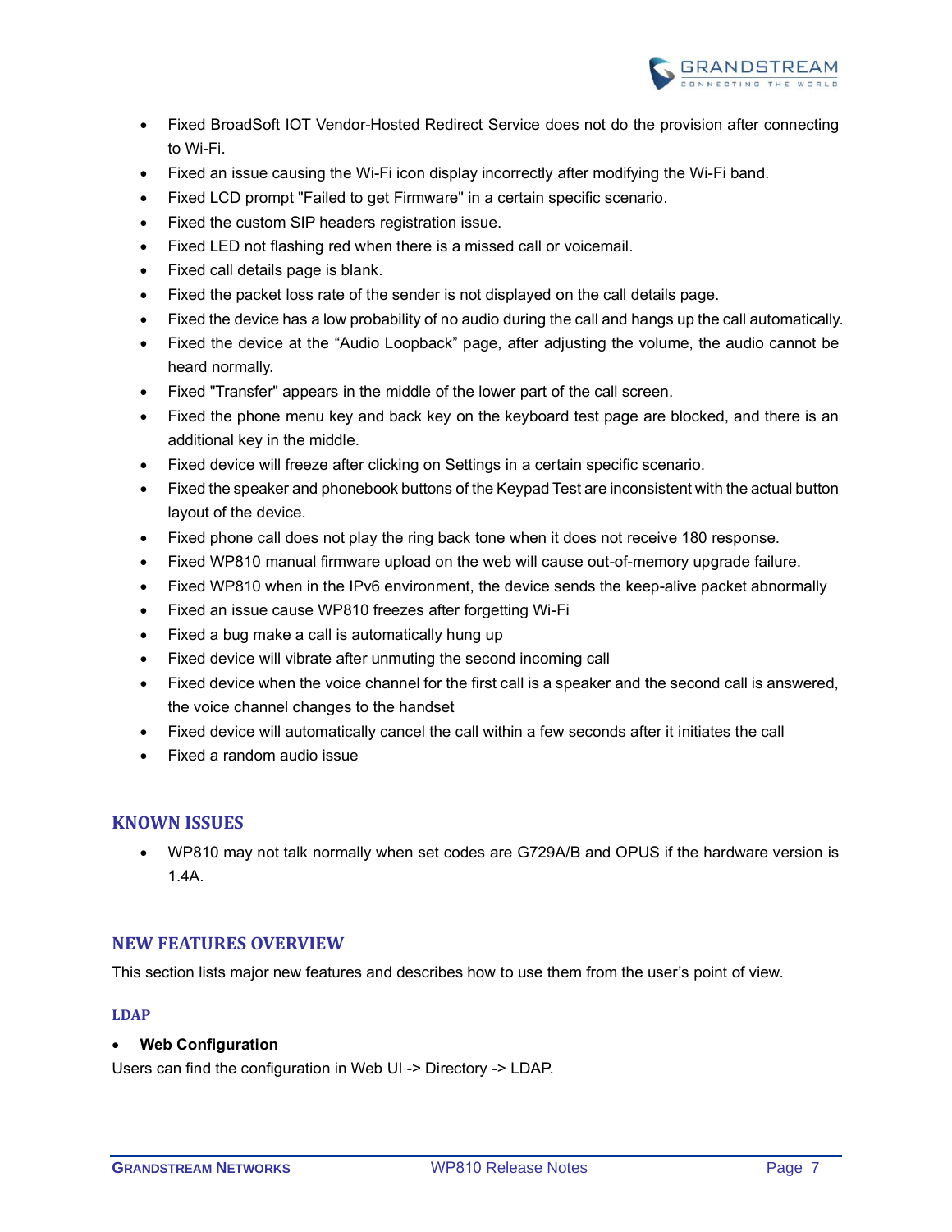- Fixed BroadSoft IOT Vendor-Hosted Redirect Service does not do the provision after connecting to Wi-Fi.
- Fixed an issue causing the Wi-Fi icon display incorrectly after modifying the Wi-Fi band.
- Fixed LCD prompt "Failed to get Firmware" in a certain specific scenario.
- Fixed the custom SIP headers registration issue.
- Fixed LED not flashing red when there is a missed call or voicemail.
- Fixed call details page is blank.
- Fixed the packet loss rate of the sender is not displayed on the call details page.
- Fixed the device has a low probability of no audio during the call and hangs up the call automatically.
- Fixed the device at the "Audio Loopback" page, after adjusting the volume, the audio cannot be heard normally.
- Fixed "Transfer" appears in the middle of the lower part of the call screen.
- Fixed the phone menu key and back key on the keyboard test page are blocked, and there is an additional key in the middle.
- Fixed device will freeze after clicking on Settings in a certain specific scenario.
- Fixed the speaker and phonebook buttons of the Keypad Test are inconsistent with the actual button layout of the device.
- Fixed phone call does not play the ring back tone when it does not receive 180 response.
- Fixed WP810 manual firmware upload on the web will cause out-of-memory upgrade failure.
- Fixed WP810 when in the IPv6 environment, the device sends the keep-alive packet abnormally
- Fixed an issue cause WP810 freezes after forgetting Wi-Fi
- Fixed a bug make a call is automatically hung up
- Fixed device will vibrate after unmuting the second incoming call
- Fixed device when the voice channel for the first call is a speaker and the second call is answered, the voice channel changes to the handset
- Fixed device will automatically cancel the call within a few seconds after it initiates the call
- Fixed a random audio issue

## KNOWN ISSUES

- WP810 may not talk normally when set codes are G729A/B and OPUS if the hardware version is 1.4A.

## NEW FEATURES OVERVIEW

This section lists major new features and describes how to use them from the user's point of view.

### LDAP

- **Web Configuration**

Users can find the configuration in Web UI -> Directory -> LDAP.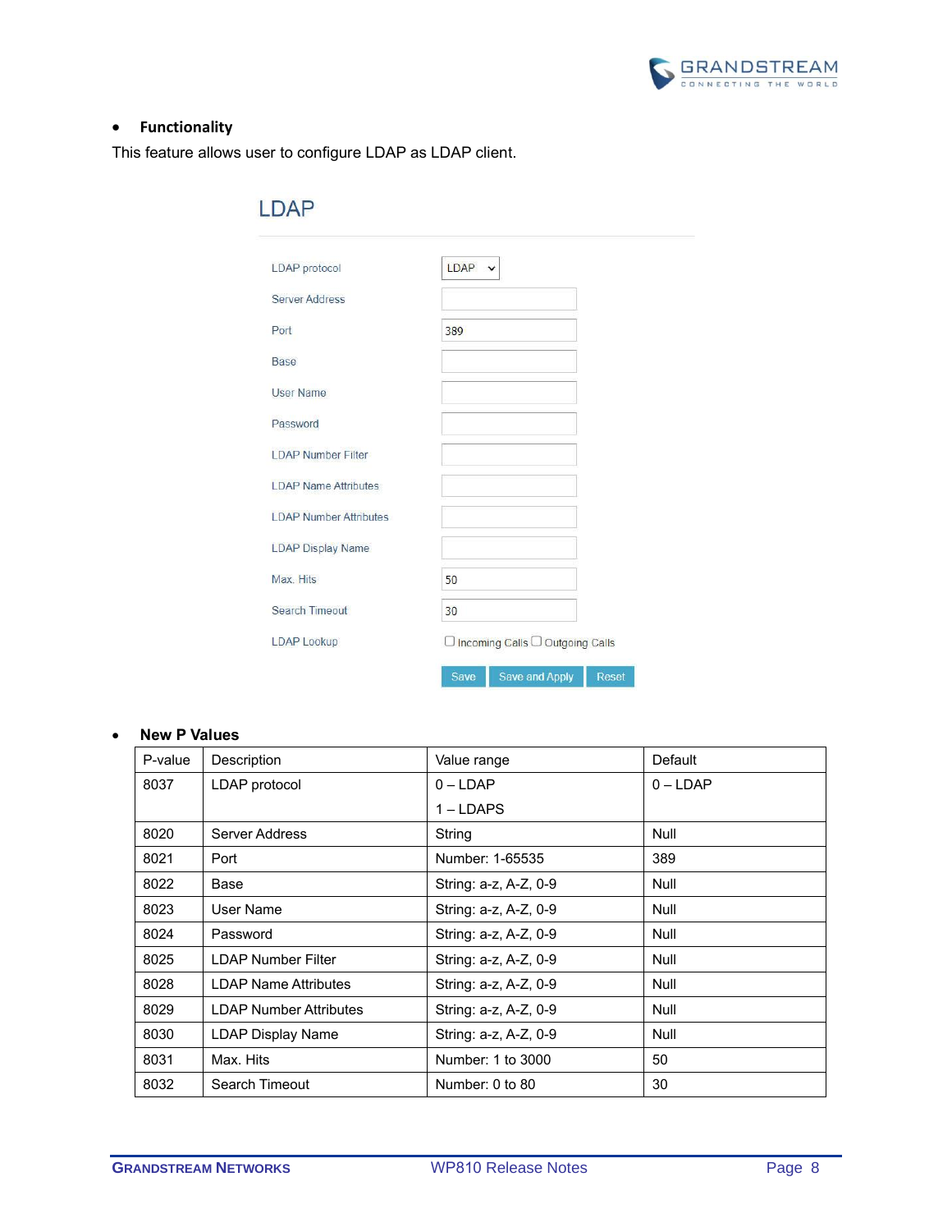- **Functionality**

This feature allows user to configure LDAP as LDAP client.

LDAP

| | |
|---|---|
| LDAP protocol | LDAP |
| Server Address | |
| Port | 389 |
| Base | |
| User Name | |
| Password | |
| LDAP Number Filter | |
| LDAP Name Attributes | |
| LDAP Number Attributes | |
| LDAP Display Name | |
| Max. Hits | 50 |
| Search Timeout | 30 |
| LDAP Lookup | ☐ Incoming Calls ☐ Outgoing Calls |

Save | Save and Apply | Reset

- **New P Values**

| P-value | Description | Value range | Default |
|---|---|---|---|
| 8037 | LDAP protocol | 0 – LDAP<br>1 – LDAPS | 0 – LDAP |
| 8020 | Server Address | String | Null |
| 8021 | Port | Number: 1-65535 | 389 |
| 8022 | Base | String: a-z, A-Z, 0-9 | Null |
| 8023 | User Name | String: a-z, A-Z, 0-9 | Null |
| 8024 | Password | String: a-z, A-Z, 0-9 | Null |
| 8025 | LDAP Number Filter | String: a-z, A-Z, 0-9 | Null |
| 8028 | LDAP Name Attributes | String: a-z, A-Z, 0-9 | Null |
| 8029 | LDAP Number Attributes | String: a-z, A-Z, 0-9 | Null |
| 8030 | LDAP Display Name | String: a-z, A-Z, 0-9 | Null |
| 8031 | Max. Hits | Number: 1 to 3000 | 50 |
| 8032 | Search Timeout | Number: 0 to 80 | 30 |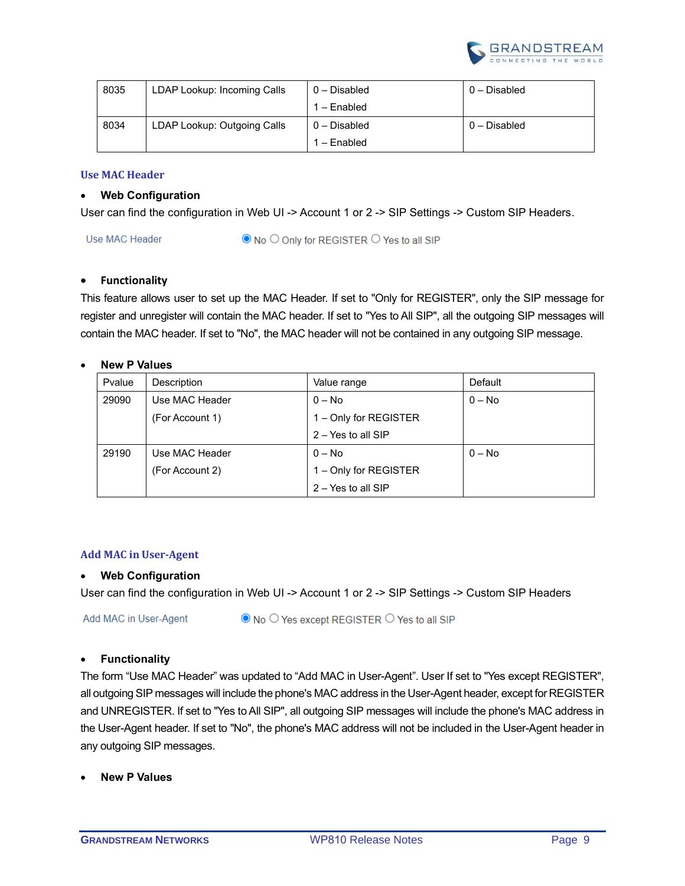| 8035 | LDAP Lookup: Incoming Calls | 0 – Disabled<br>1 – Enabled | 0 – Disabled |
|---|---|---|---|
| 8034 | LDAP Lookup: Outgoing Calls | 0 – Disabled<br>1 – Enabled | 0 – Disabled |

### Use MAC Header

- **Web Configuration**

User can find the configuration in Web UI -> Account 1 or 2 -> SIP Settings -> Custom SIP Headers.

Use MAC Header ◉ No ○ Only for REGISTER ○ Yes to all SIP

- **Functionality**

This feature allows user to set up the MAC Header. If set to "Only for REGISTER", only the SIP message for register and unregister will contain the MAC header. If set to "Yes to All SIP", all the outgoing SIP messages will contain the MAC header. If set to "No", the MAC header will not be contained in any outgoing SIP message.

- **New P Values**

| Pvalue | Description | Value range | Default |
|---|---|---|---|
| 29090 | Use MAC Header<br>(For Account 1) | 0 – No<br>1 – Only for REGISTER<br>2 – Yes to all SIP | 0 – No |
| 29190 | Use MAC Header<br>(For Account 2) | 0 – No<br>1 – Only for REGISTER<br>2 – Yes to all SIP | 0 – No |

### Add MAC in User-Agent

- **Web Configuration**

User can find the configuration in Web UI -> Account 1 or 2 -> SIP Settings -> Custom SIP Headers

Add MAC in User-Agent ◉ No ○ Yes except REGISTER ○ Yes to all SIP

- **Functionality**

The form "Use MAC Header" was updated to "Add MAC in User-Agent". User If set to "Yes except REGISTER", all outgoing SIP messages will include the phone's MAC address in the User-Agent header, except for REGISTER and UNREGISTER. If set to "Yes to All SIP", all outgoing SIP messages will include the phone's MAC address in the User-Agent header. If set to "No", the phone's MAC address will not be included in the User-Agent header in any outgoing SIP messages.

- **New P Values**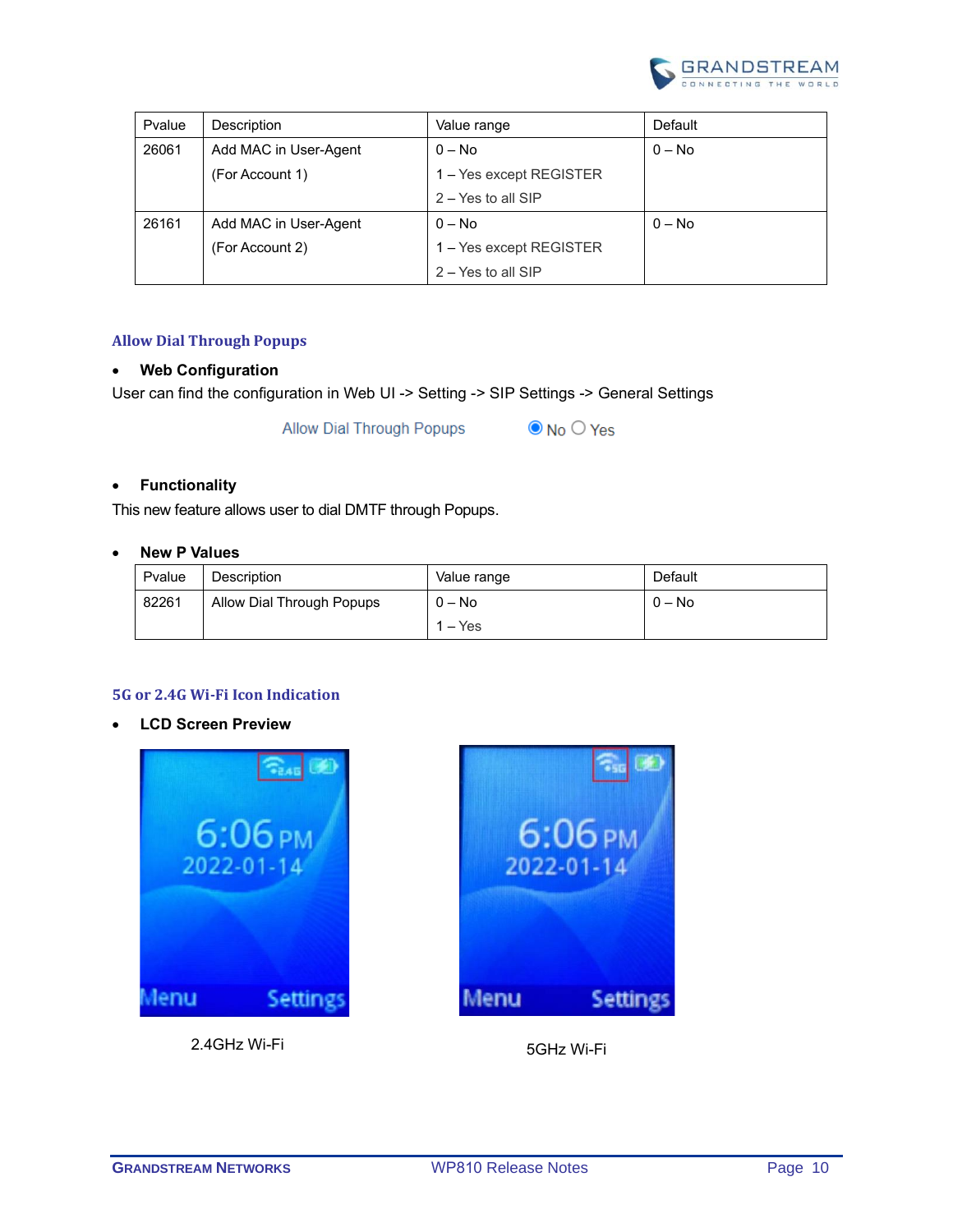| Pvalue | Description | Value range | Default |
| --- | --- | --- | --- |
| 26061 | Add MAC in User-Agent (For Account 1) | 0 – No<br>1 – Yes except REGISTER<br>2 – Yes to all SIP | 0 – No |
| 26161 | Add MAC in User-Agent (For Account 2) | 0 – No<br>1 – Yes except REGISTER<br>2 – Yes to all SIP | 0 – No |

## Allow Dial Through Popups

- **Web Configuration**

User can find the configuration in Web UI -> Setting -> SIP Settings -> General Settings

Allow Dial Through Popups ◉ No ○ Yes

- **Functionality**

This new feature allows user to dial DMTF through Popups.

- **New P Values**

| Pvalue | Description | Value range | Default |
| --- | --- | --- | --- |
| 82261 | Allow Dial Through Popups | 0 – No<br>1 – Yes | 0 – No |

## 5G or 2.4G Wi-Fi Icon Indication

- **LCD Screen Preview**

2.4GHz Wi-Fi

5GHz Wi-Fi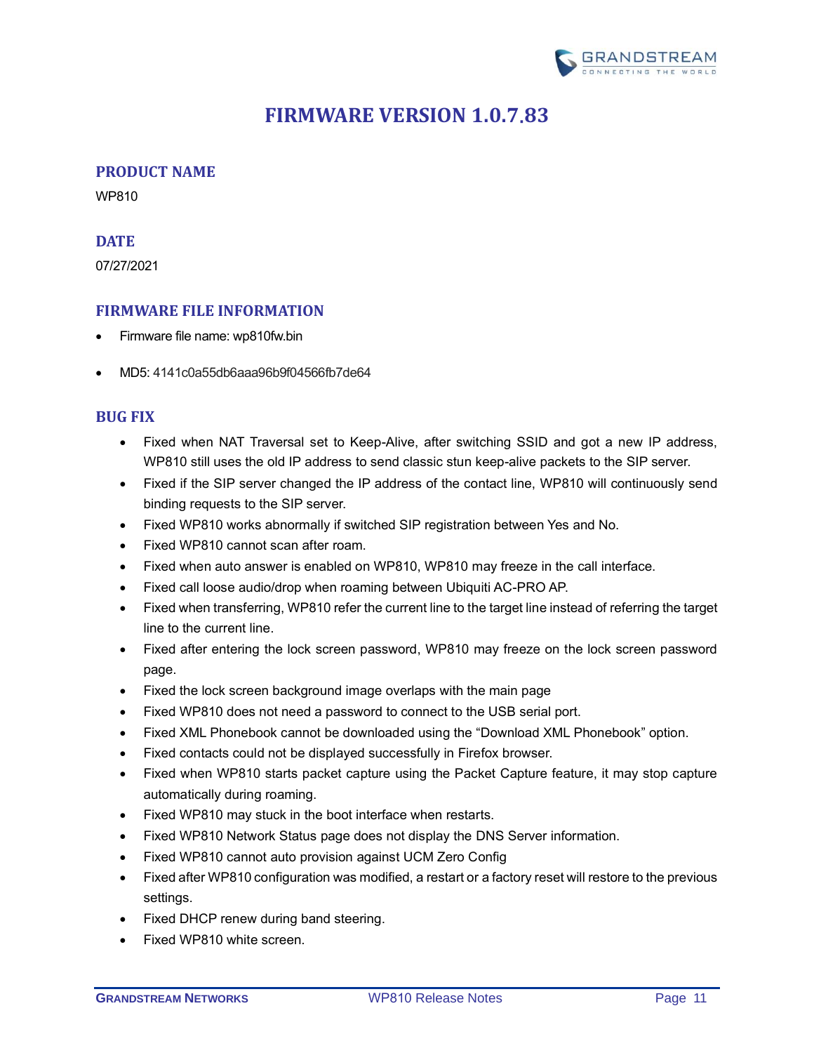# FIRMWARE VERSION 1.0.7.83

## PRODUCT NAME

WP810

## DATE

07/27/2021

## FIRMWARE FILE INFORMATION

- Firmware file name: wp810fw.bin
- MD5: 4141c0a55db6aaa96b9f04566fb7de64

## BUG FIX

- Fixed when NAT Traversal set to Keep-Alive, after switching SSID and got a new IP address, WP810 still uses the old IP address to send classic stun keep-alive packets to the SIP server.
- Fixed if the SIP server changed the IP address of the contact line, WP810 will continuously send binding requests to the SIP server.
- Fixed WP810 works abnormally if switched SIP registration between Yes and No.
- Fixed WP810 cannot scan after roam.
- Fixed when auto answer is enabled on WP810, WP810 may freeze in the call interface.
- Fixed call loose audio/drop when roaming between Ubiquiti AC-PRO AP.
- Fixed when transferring, WP810 refer the current line to the target line instead of referring the target line to the current line.
- Fixed after entering the lock screen password, WP810 may freeze on the lock screen password page.
- Fixed the lock screen background image overlaps with the main page
- Fixed WP810 does not need a password to connect to the USB serial port.
- Fixed XML Phonebook cannot be downloaded using the "Download XML Phonebook" option.
- Fixed contacts could not be displayed successfully in Firefox browser.
- Fixed when WP810 starts packet capture using the Packet Capture feature, it may stop capture automatically during roaming.
- Fixed WP810 may stuck in the boot interface when restarts.
- Fixed WP810 Network Status page does not display the DNS Server information.
- Fixed WP810 cannot auto provision against UCM Zero Config
- Fixed after WP810 configuration was modified, a restart or a factory reset will restore to the previous settings.
- Fixed DHCP renew during band steering.
- Fixed WP810 white screen.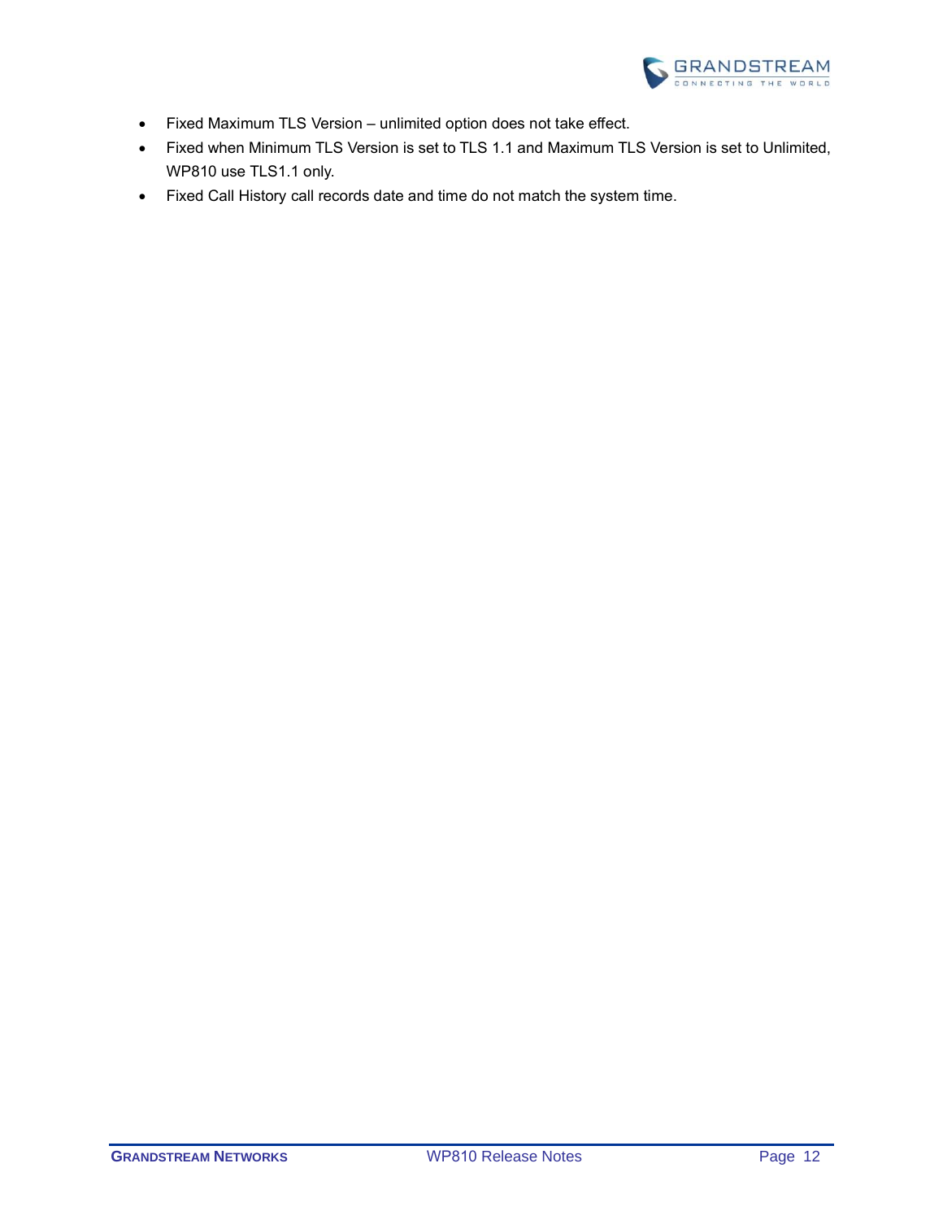- Fixed Maximum TLS Version – unlimited option does not take effect.
- Fixed when Minimum TLS Version is set to TLS 1.1 and Maximum TLS Version is set to Unlimited, WP810 use TLS1.1 only.
- Fixed Call History call records date and time do not match the system time.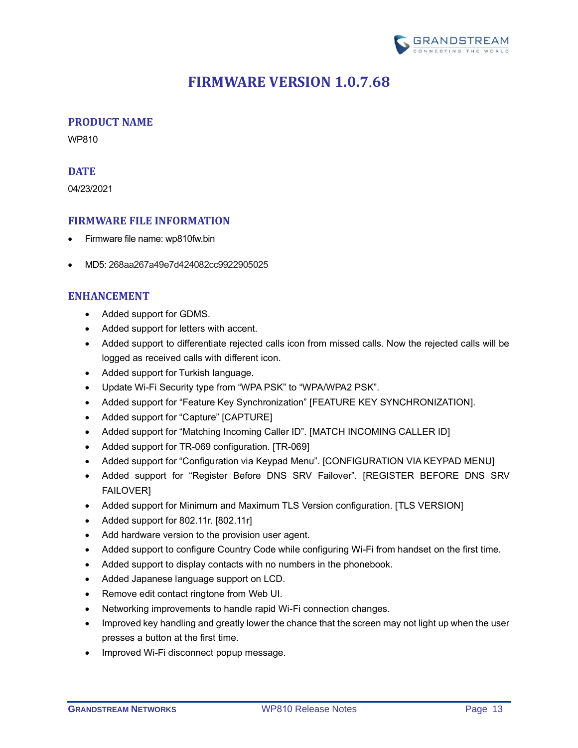# FIRMWARE VERSION 1.0.7.68

## PRODUCT NAME

WP810

## DATE

04/23/2021

## FIRMWARE FILE INFORMATION

- Firmware file name: wp810fw.bin
- MD5: 268aa267a49e7d424082cc9922905025

## ENHANCEMENT

- Added support for GDMS.
- Added support for letters with accent.
- Added support to differentiate rejected calls icon from missed calls. Now the rejected calls will be logged as received calls with different icon.
- Added support for Turkish language.
- Update Wi-Fi Security type from “WPA PSK” to “WPA/WPA2 PSK”.
- Added support for “Feature Key Synchronization” [FEATURE KEY SYNCHRONIZATION].
- Added support for “Capture” [CAPTURE]
- Added support for “Matching Incoming Caller ID”. [MATCH INCOMING CALLER ID]
- Added support for TR-069 configuration. [TR-069]
- Added support for “Configuration via Keypad Menu”. [CONFIGURATION VIA KEYPAD MENU]
- Added support for “Register Before DNS SRV Failover”. [REGISTER BEFORE DNS SRV FAILOVER]
- Added support for Minimum and Maximum TLS Version configuration. [TLS VERSION]
- Added support for 802.11r. [802.11r]
- Add hardware version to the provision user agent.
- Added support to configure Country Code while configuring Wi-Fi from handset on the first time.
- Added support to display contacts with no numbers in the phonebook.
- Added Japanese language support on LCD.
- Remove edit contact ringtone from Web UI.
- Networking improvements to handle rapid Wi-Fi connection changes.
- Improved key handling and greatly lower the chance that the screen may not light up when the user presses a button at the first time.
- Improved Wi-Fi disconnect popup message.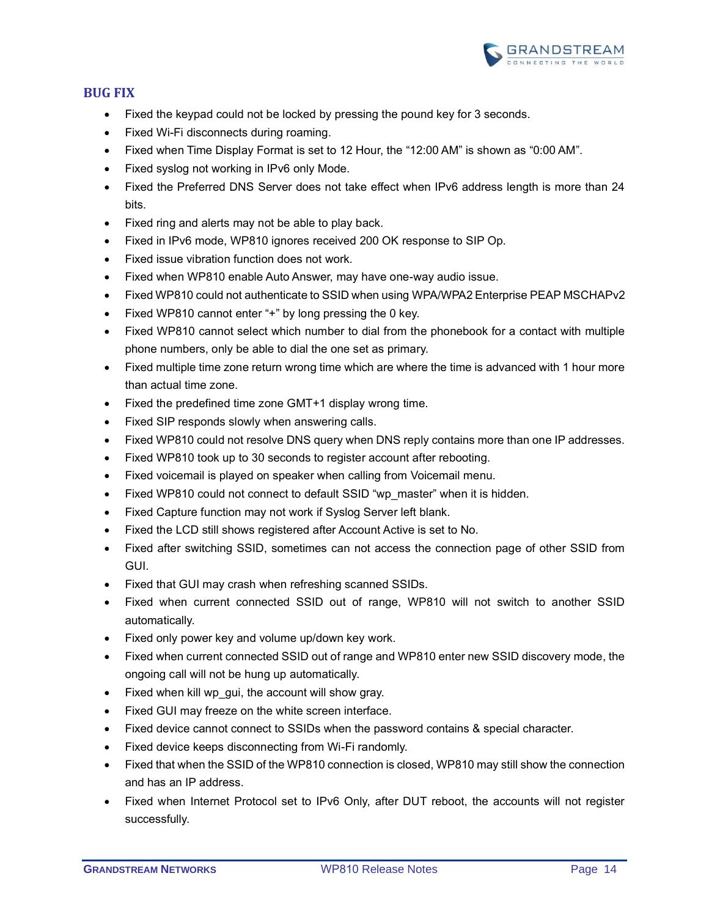## BUG FIX

- Fixed the keypad could not be locked by pressing the pound key for 3 seconds.
- Fixed Wi-Fi disconnects during roaming.
- Fixed when Time Display Format is set to 12 Hour, the “12:00 AM” is shown as “0:00 AM”.
- Fixed syslog not working in IPv6 only Mode.
- Fixed the Preferred DNS Server does not take effect when IPv6 address length is more than 24 bits.
- Fixed ring and alerts may not be able to play back.
- Fixed in IPv6 mode, WP810 ignores received 200 OK response to SIP Op.
- Fixed issue vibration function does not work.
- Fixed when WP810 enable Auto Answer, may have one-way audio issue.
- Fixed WP810 could not authenticate to SSID when using WPA/WPA2 Enterprise PEAP MSCHAPv2
- Fixed WP810 cannot enter “+” by long pressing the 0 key.
- Fixed WP810 cannot select which number to dial from the phonebook for a contact with multiple phone numbers, only be able to dial the one set as primary.
- Fixed multiple time zone return wrong time which are where the time is advanced with 1 hour more than actual time zone.
- Fixed the predefined time zone GMT+1 display wrong time.
- Fixed SIP responds slowly when answering calls.
- Fixed WP810 could not resolve DNS query when DNS reply contains more than one IP addresses.
- Fixed WP810 took up to 30 seconds to register account after rebooting.
- Fixed voicemail is played on speaker when calling from Voicemail menu.
- Fixed WP810 could not connect to default SSID “wp_master” when it is hidden.
- Fixed Capture function may not work if Syslog Server left blank.
- Fixed the LCD still shows registered after Account Active is set to No.
- Fixed after switching SSID, sometimes can not access the connection page of other SSID from GUI.
- Fixed that GUI may crash when refreshing scanned SSIDs.
- Fixed when current connected SSID out of range, WP810 will not switch to another SSID automatically.
- Fixed only power key and volume up/down key work.
- Fixed when current connected SSID out of range and WP810 enter new SSID discovery mode, the ongoing call will not be hung up automatically.
- Fixed when kill wp_gui, the account will show gray.
- Fixed GUI may freeze on the white screen interface.
- Fixed device cannot connect to SSIDs when the password contains & special character.
- Fixed device keeps disconnecting from Wi-Fi randomly.
- Fixed that when the SSID of the WP810 connection is closed, WP810 may still show the connection and has an IP address.
- Fixed when Internet Protocol set to IPv6 Only, after DUT reboot, the accounts will not register successfully.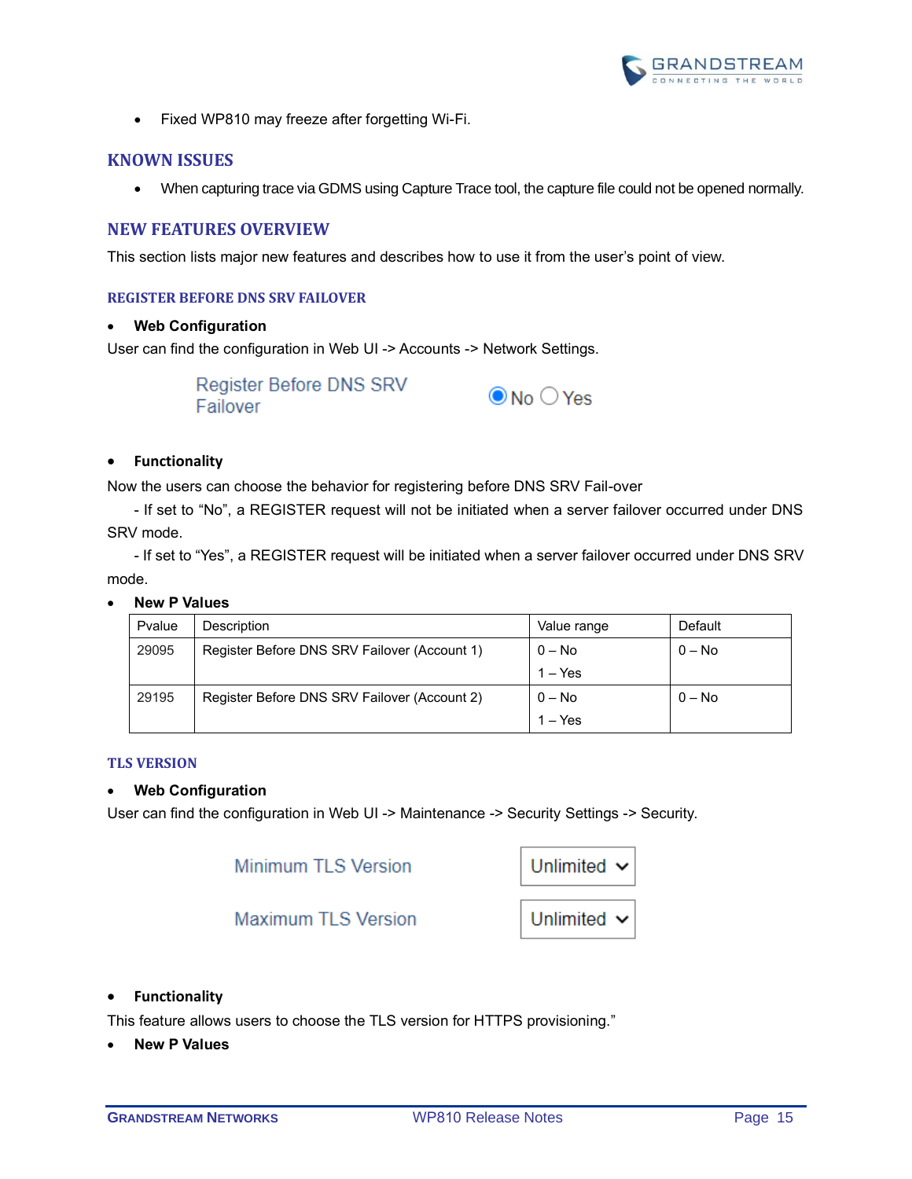- Fixed WP810 may freeze after forgetting Wi-Fi.

## KNOWN ISSUES

- When capturing trace via GDMS using Capture Trace tool, the capture file could not be opened normally.

## NEW FEATURES OVERVIEW

This section lists major new features and describes how to use it from the user's point of view.

### REGISTER BEFORE DNS SRV FAILOVER

- **Web Configuration**

User can find the configuration in Web UI -> Accounts -> Network Settings.

Register Before DNS SRV Failover ◉ No ○ Yes

- **Functionality**

Now the users can choose the behavior for registering before DNS SRV Fail-over

- If set to "No", a REGISTER request will not be initiated when a server failover occurred under DNS SRV mode.

- If set to "Yes", a REGISTER request will be initiated when a server failover occurred under DNS SRV mode.

- **New P Values**

| Pvalue | Description | Value range | Default |
| --- | --- | --- | --- |
| 29095 | Register Before DNS SRV Failover (Account 1) | 0 – No<br>1 – Yes | 0 – No |
| 29195 | Register Before DNS SRV Failover (Account 2) | 0 – No<br>1 – Yes | 0 – No |

### TLS VERSION

- **Web Configuration**

User can find the configuration in Web UI -> Maintenance -> Security Settings -> Security.

Minimum TLS Version: Unlimited

Maximum TLS Version: Unlimited

- **Functionality**

This feature allows users to choose the TLS version for HTTPS provisioning."

- **New P Values**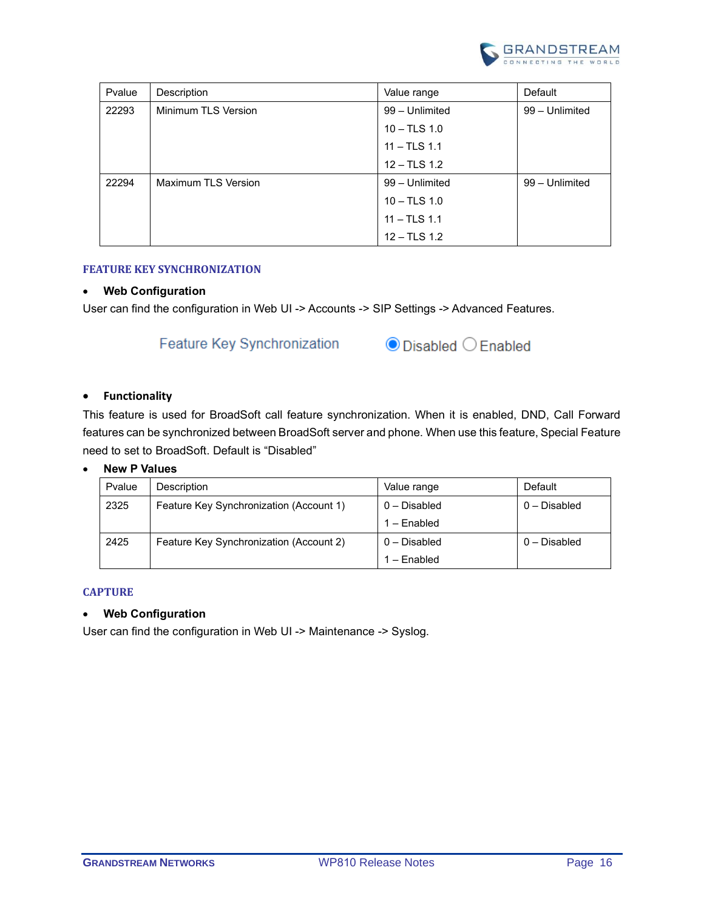| Pvalue | Description | Value range | Default |
| --- | --- | --- | --- |
| 22293 | Minimum TLS Version | 99 – Unlimited<br>10 – TLS 1.0<br>11 – TLS 1.1<br>12 – TLS 1.2 | 99 – Unlimited |
| 22294 | Maximum TLS Version | 99 – Unlimited<br>10 – TLS 1.0<br>11 – TLS 1.1<br>12 – TLS 1.2 | 99 – Unlimited |

## FEATURE KEY SYNCHRONIZATION

- **Web Configuration**

User can find the configuration in Web UI -> Accounts -> SIP Settings -> Advanced Features.

Feature Key Synchronization ◉ Disabled ○ Enabled

- **Functionality**

This feature is used for BroadSoft call feature synchronization. When it is enabled, DND, Call Forward features can be synchronized between BroadSoft server and phone. When use this feature, Special Feature need to set to BroadSoft. Default is "Disabled"

- **New P Values**

| Pvalue | Description | Value range | Default |
| --- | --- | --- | --- |
| 2325 | Feature Key Synchronization (Account 1) | 0 – Disabled<br>1 – Enabled | 0 – Disabled |
| 2425 | Feature Key Synchronization (Account 2) | 0 – Disabled<br>1 – Enabled | 0 – Disabled |

## CAPTURE

- **Web Configuration**

User can find the configuration in Web UI -> Maintenance -> Syslog.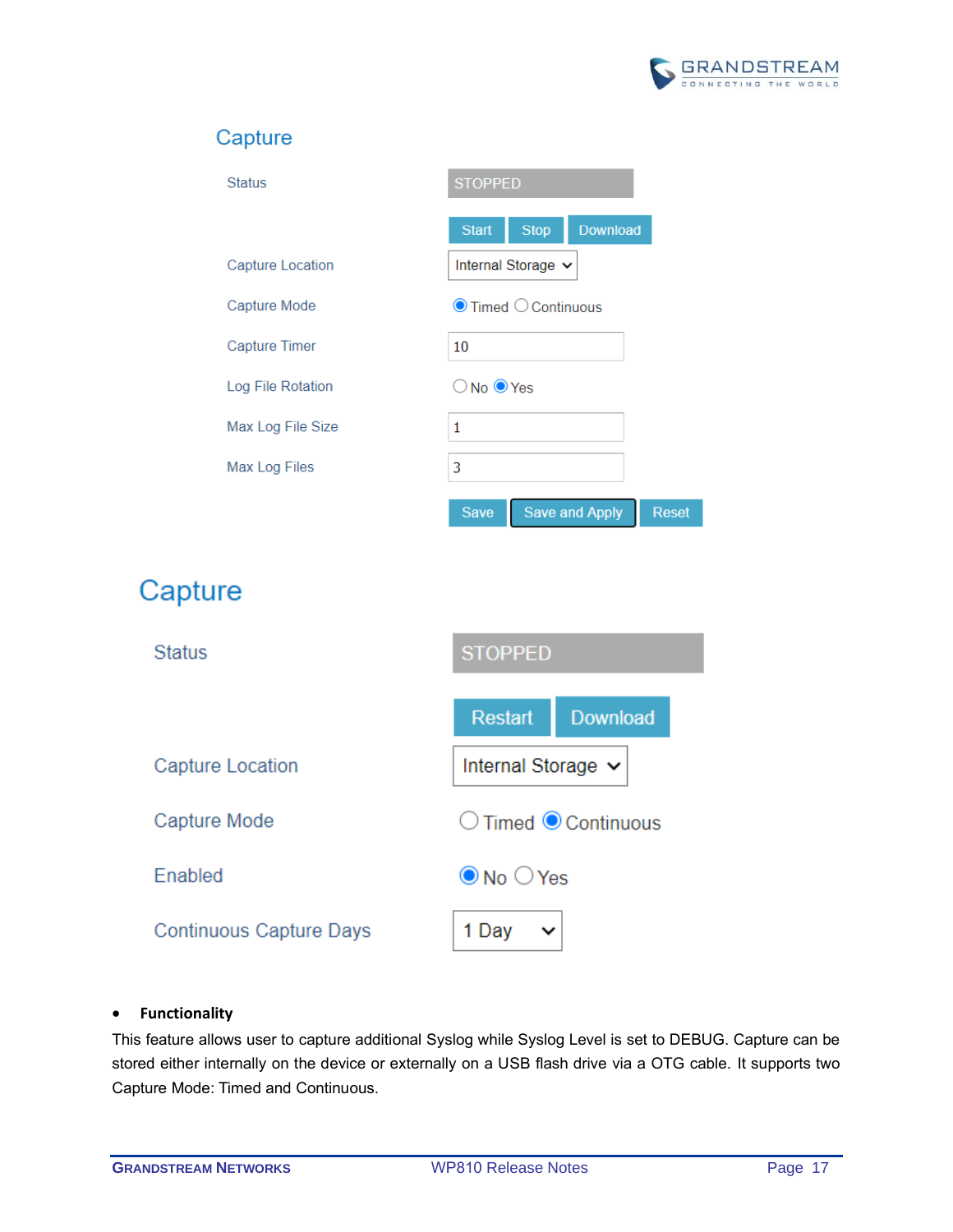## Capture

| | |
|---|---|
| Status | STOPPED |
| | Start Stop Download |
| Capture Location | Internal Storage |
| Capture Mode | ◉ Timed ○ Continuous |
| Capture Timer | 10 |
| Log File Rotation | ○ No ◉ Yes |
| Max Log File Size | 1 |
| Max Log Files | 3 |
| | Save Save and Apply Reset |

## Capture

| | |
|---|---|
| Status | STOPPED |
| | Restart Download |
| Capture Location | Internal Storage |
| Capture Mode | ○ Timed ◉ Continuous |
| Enabled | ◉ No ○ Yes |
| Continuous Capture Days | 1 Day |

- **Functionality**

This feature allows user to capture additional Syslog while Syslog Level is set to DEBUG. Capture can be stored either internally on the device or externally on a USB flash drive via a OTG cable. It supports two Capture Mode: Timed and Continuous.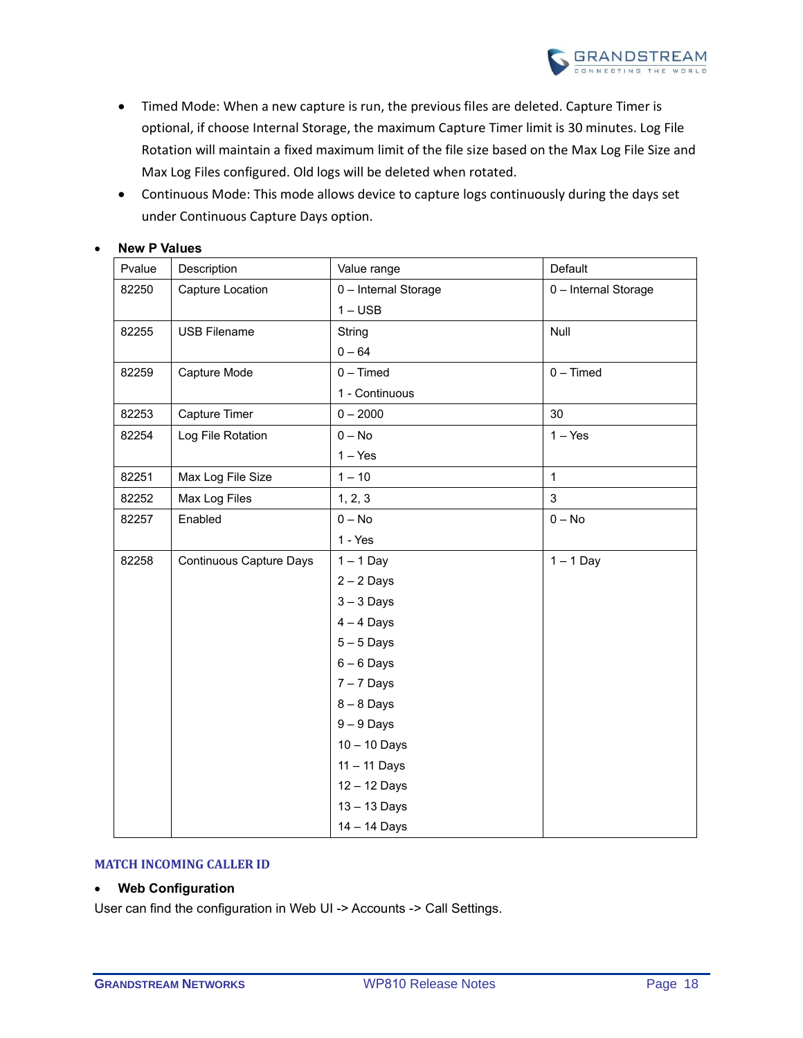- Timed Mode: When a new capture is run, the previous files are deleted. Capture Timer is optional, if choose Internal Storage, the maximum Capture Timer limit is 30 minutes. Log File Rotation will maintain a fixed maximum limit of the file size based on the Max Log File Size and Max Log Files configured. Old logs will be deleted when rotated.
- Continuous Mode: This mode allows device to capture logs continuously during the days set under Continuous Capture Days option.

- **New P Values**

| Pvalue | Description | Value range | Default |
|---|---|---|---|
| 82250 | Capture Location | 0 – Internal Storage<br>1 – USB | 0 – Internal Storage |
| 82255 | USB Filename | String<br>0 – 64 | Null |
| 82259 | Capture Mode | 0 – Timed<br>1 - Continuous | 0 – Timed |
| 82253 | Capture Timer | 0 – 2000 | 30 |
| 82254 | Log File Rotation | 0 – No<br>1 – Yes | 1 – Yes |
| 82251 | Max Log File Size | 1 – 10 | 1 |
| 82252 | Max Log Files | 1, 2, 3 | 3 |
| 82257 | Enabled | 0 – No<br>1 - Yes | 0 – No |
| 82258 | Continuous Capture Days | 1 – 1 Day<br>2 – 2 Days<br>3 – 3 Days<br>4 – 4 Days<br>5 – 5 Days<br>6 – 6 Days<br>7 – 7 Days<br>8 – 8 Days<br>9 – 9 Days<br>10 – 10 Days<br>11 – 11 Days<br>12 – 12 Days<br>13 – 13 Days<br>14 – 14 Days | 1 – 1 Day |

## MATCH INCOMING CALLER ID

- **Web Configuration**

User can find the configuration in Web UI -> Accounts -> Call Settings.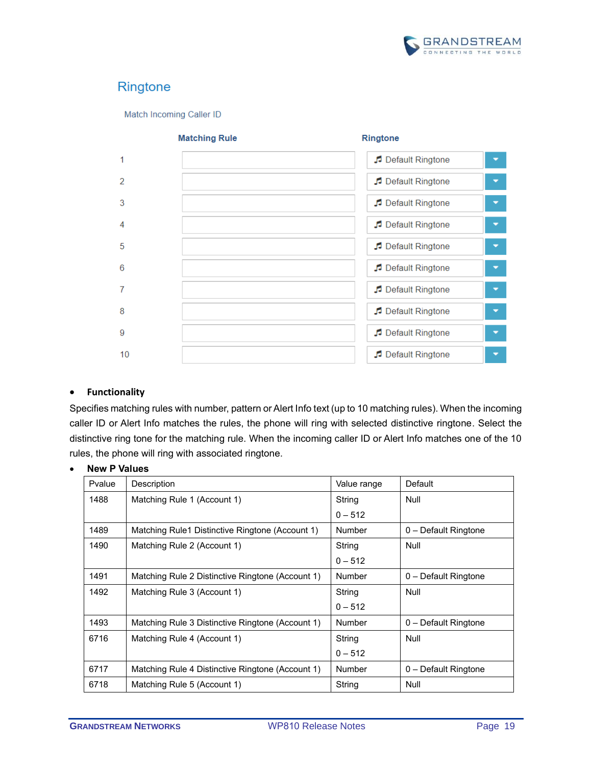Ringtone

Match Incoming Caller ID

| | Matching Rule | Ringtone |
|---|---|---|
| 1 | | Default Ringtone |
| 2 | | Default Ringtone |
| 3 | | Default Ringtone |
| 4 | | Default Ringtone |
| 5 | | Default Ringtone |
| 6 | | Default Ringtone |
| 7 | | Default Ringtone |
| 8 | | Default Ringtone |
| 9 | | Default Ringtone |
| 10 | | Default Ringtone |

- **Functionality**

Specifies matching rules with number, pattern or Alert Info text (up to 10 matching rules). When the incoming caller ID or Alert Info matches the rules, the phone will ring with selected distinctive ringtone. Select the distinctive ring tone for the matching rule. When the incoming caller ID or Alert Info matches one of the 10 rules, the phone will ring with associated ringtone.

- **New P Values**

| Pvalue | Description | Value range | Default |
|---|---|---|---|
| 1488 | Matching Rule 1 (Account 1) | String<br>0 – 512 | Null |
| 1489 | Matching Rule1 Distinctive Ringtone (Account 1) | Number | 0 – Default Ringtone |
| 1490 | Matching Rule 2 (Account 1) | String<br>0 – 512 | Null |
| 1491 | Matching Rule 2 Distinctive Ringtone (Account 1) | Number | 0 – Default Ringtone |
| 1492 | Matching Rule 3 (Account 1) | String<br>0 – 512 | Null |
| 1493 | Matching Rule 3 Distinctive Ringtone (Account 1) | Number | 0 – Default Ringtone |
| 6716 | Matching Rule 4 (Account 1) | String<br>0 – 512 | Null |
| 6717 | Matching Rule 4 Distinctive Ringtone (Account 1) | Number | 0 – Default Ringtone |
| 6718 | Matching Rule 5 (Account 1) | String | Null |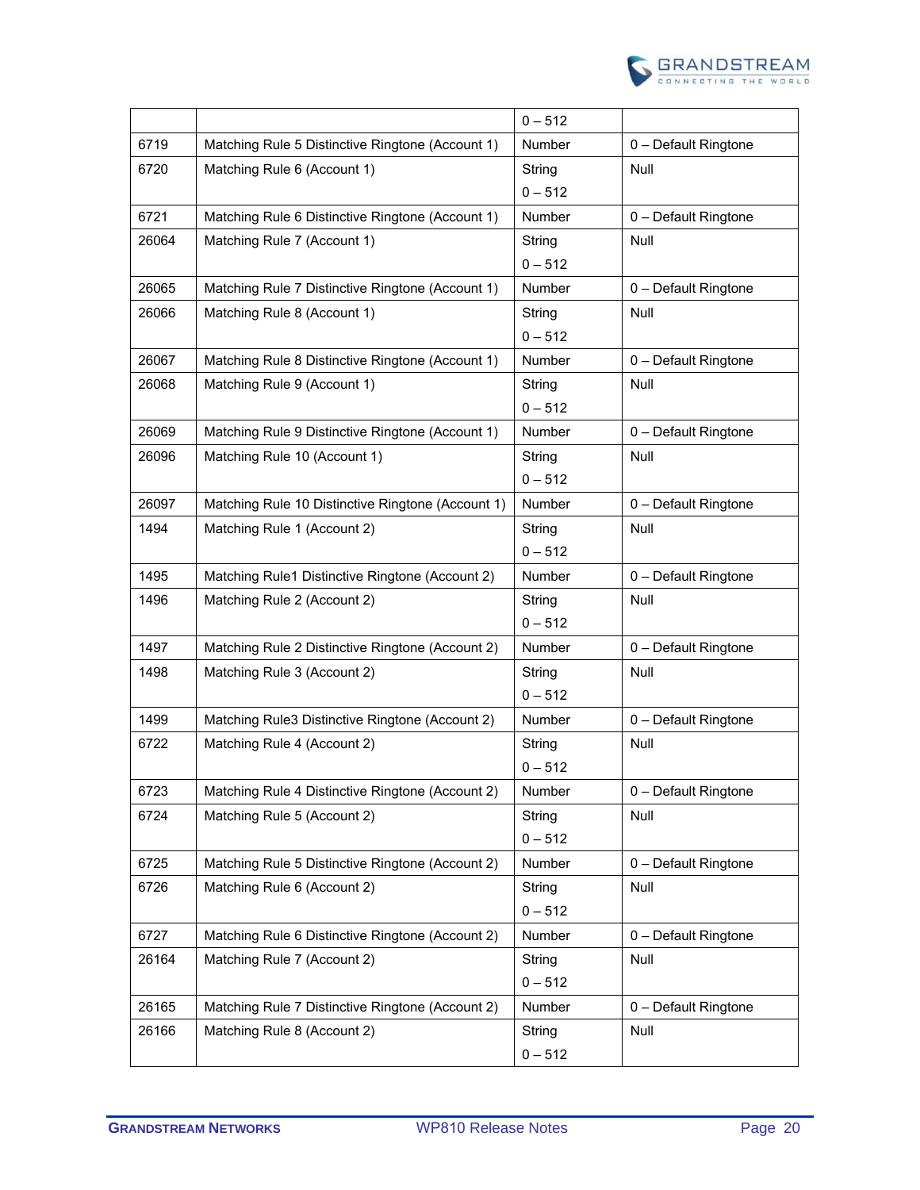| | | 0 – 512 | |
|---|---|---|---|
| 6719 | Matching Rule 5 Distinctive Ringtone (Account 1) | Number | 0 – Default Ringtone |
| 6720 | Matching Rule 6 (Account 1) | String<br>0 – 512 | Null |
| 6721 | Matching Rule 6 Distinctive Ringtone (Account 1) | Number | 0 – Default Ringtone |
| 26064 | Matching Rule 7 (Account 1) | String<br>0 – 512 | Null |
| 26065 | Matching Rule 7 Distinctive Ringtone (Account 1) | Number | 0 – Default Ringtone |
| 26066 | Matching Rule 8 (Account 1) | String<br>0 – 512 | Null |
| 26067 | Matching Rule 8 Distinctive Ringtone (Account 1) | Number | 0 – Default Ringtone |
| 26068 | Matching Rule 9 (Account 1) | String<br>0 – 512 | Null |
| 26069 | Matching Rule 9 Distinctive Ringtone (Account 1) | Number | 0 – Default Ringtone |
| 26096 | Matching Rule 10 (Account 1) | String<br>0 – 512 | Null |
| 26097 | Matching Rule 10 Distinctive Ringtone (Account 1) | Number | 0 – Default Ringtone |
| 1494 | Matching Rule 1 (Account 2) | String<br>0 – 512 | Null |
| 1495 | Matching Rule1 Distinctive Ringtone (Account 2) | Number | 0 – Default Ringtone |
| 1496 | Matching Rule 2 (Account 2) | String<br>0 – 512 | Null |
| 1497 | Matching Rule 2 Distinctive Ringtone (Account 2) | Number | 0 – Default Ringtone |
| 1498 | Matching Rule 3 (Account 2) | String<br>0 – 512 | Null |
| 1499 | Matching Rule3 Distinctive Ringtone (Account 2) | Number | 0 – Default Ringtone |
| 6722 | Matching Rule 4 (Account 2) | String<br>0 – 512 | Null |
| 6723 | Matching Rule 4 Distinctive Ringtone (Account 2) | Number | 0 – Default Ringtone |
| 6724 | Matching Rule 5 (Account 2) | String<br>0 – 512 | Null |
| 6725 | Matching Rule 5 Distinctive Ringtone (Account 2) | Number | 0 – Default Ringtone |
| 6726 | Matching Rule 6 (Account 2) | String<br>0 – 512 | Null |
| 6727 | Matching Rule 6 Distinctive Ringtone (Account 2) | Number | 0 – Default Ringtone |
| 26164 | Matching Rule 7 (Account 2) | String<br>0 – 512 | Null |
| 26165 | Matching Rule 7 Distinctive Ringtone (Account 2) | Number | 0 – Default Ringtone |
| 26166 | Matching Rule 8 (Account 2) | String<br>0 – 512 | Null |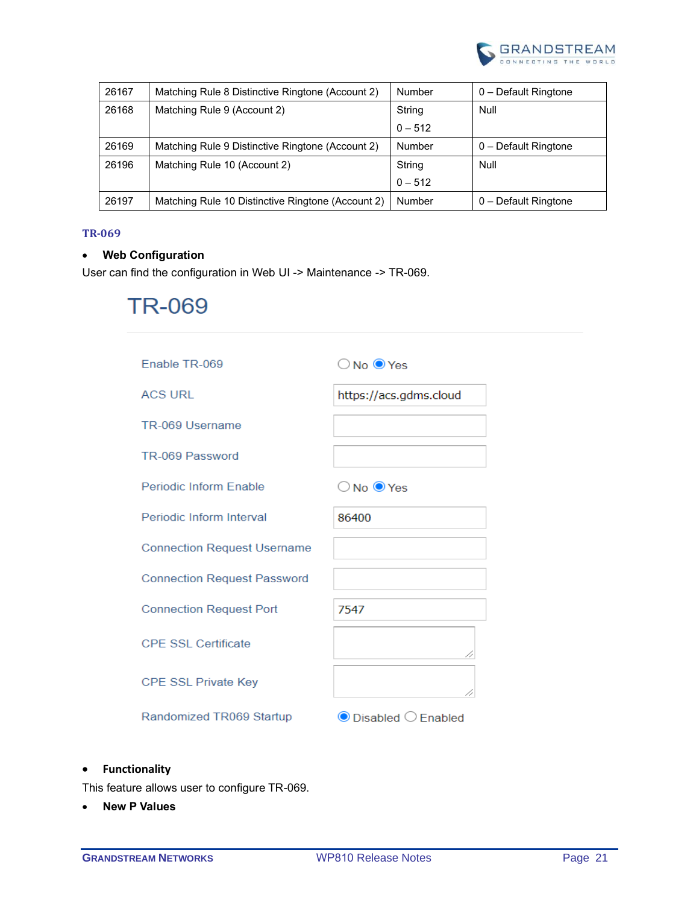| 26167 | Matching Rule 8 Distinctive Ringtone (Account 2) | Number | 0 – Default Ringtone |
|---|---|---|---|
| 26168 | Matching Rule 9 (Account 2) | String 0 – 512 | Null |
| 26169 | Matching Rule 9 Distinctive Ringtone (Account 2) | Number | 0 – Default Ringtone |
| 26196 | Matching Rule 10 (Account 2) | String 0 – 512 | Null |
| 26197 | Matching Rule 10 Distinctive Ringtone (Account 2) | Number | 0 – Default Ringtone |

## TR-069

- **Web Configuration**

User can find the configuration in Web UI -> Maintenance -> TR-069.

TR-069

| | |
|---|---|
| Enable TR-069 | ○ No ● Yes |
| ACS URL | https://acs.gdms.cloud |
| TR-069 Username | |
| TR-069 Password | |
| Periodic Inform Enable | ○ No ● Yes |
| Periodic Inform Interval | 86400 |
| Connection Request Username | |
| Connection Request Password | |
| Connection Request Port | 7547 |
| CPE SSL Certificate | |
| CPE SSL Private Key | |
| Randomized TR069 Startup | ● Disabled ○ Enabled |

- **Functionality**

This feature allows user to configure TR-069.

- **New P Values**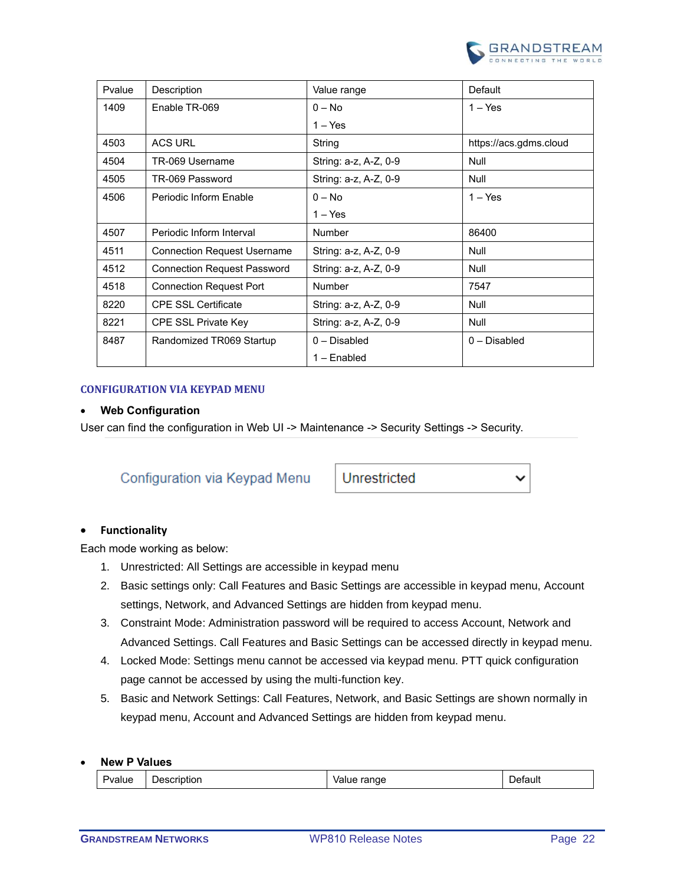| Pvalue | Description | Value range | Default |
|---|---|---|---|
| 1409 | Enable TR-069 | 0 – No<br>1 – Yes | 1 – Yes |
| 4503 | ACS URL | String | https://acs.gdms.cloud |
| 4504 | TR-069 Username | String: a-z, A-Z, 0-9 | Null |
| 4505 | TR-069 Password | String: a-z, A-Z, 0-9 | Null |
| 4506 | Periodic Inform Enable | 0 – No<br>1 – Yes | 1 – Yes |
| 4507 | Periodic Inform Interval | Number | 86400 |
| 4511 | Connection Request Username | String: a-z, A-Z, 0-9 | Null |
| 4512 | Connection Request Password | String: a-z, A-Z, 0-9 | Null |
| 4518 | Connection Request Port | Number | 7547 |
| 8220 | CPE SSL Certificate | String: a-z, A-Z, 0-9 | Null |
| 8221 | CPE SSL Private Key | String: a-z, A-Z, 0-9 | Null |
| 8487 | Randomized TR069 Startup | 0 – Disabled<br>1 – Enabled | 0 – Disabled |

## CONFIGURATION VIA KEYPAD MENU

- **Web Configuration**

User can find the configuration in Web UI -> Maintenance -> Security Settings -> Security.

Configuration via Keypad Menu: Unrestricted

- **Functionality**

Each mode working as below:

1. Unrestricted: All Settings are accessible in keypad menu
2. Basic settings only: Call Features and Basic Settings are accessible in keypad menu, Account settings, Network, and Advanced Settings are hidden from keypad menu.
3. Constraint Mode: Administration password will be required to access Account, Network and Advanced Settings. Call Features and Basic Settings can be accessed directly in keypad menu.
4. Locked Mode: Settings menu cannot be accessed via keypad menu. PTT quick configuration page cannot be accessed by using the multi-function key.
5. Basic and Network Settings: Call Features, Network, and Basic Settings are shown normally in keypad menu, Account and Advanced Settings are hidden from keypad menu.

- **New P Values**

| Pvalue | Description | Value range | Default |
|---|---|---|---|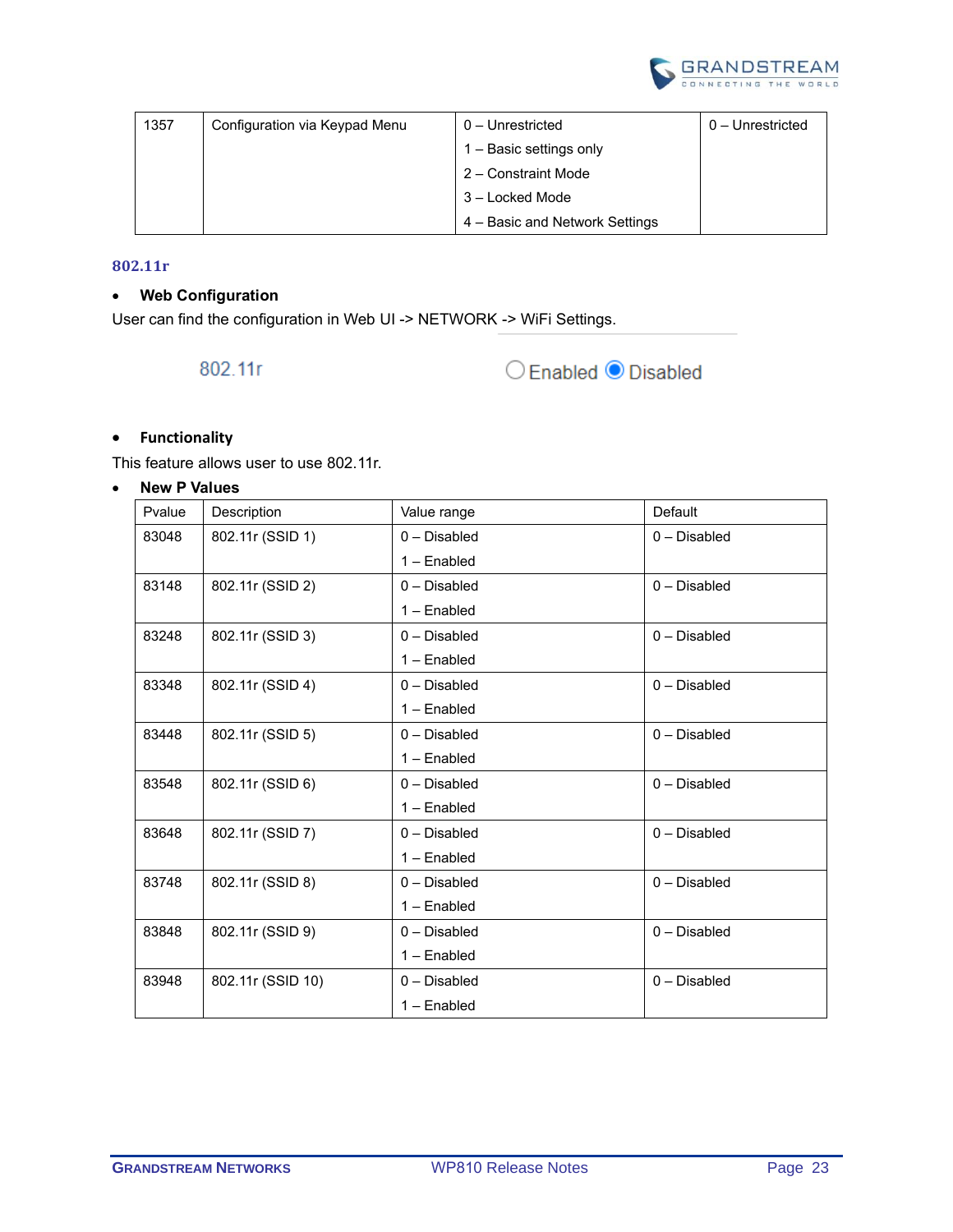| 1357 | Configuration via Keypad Menu | 0 – Unrestricted<br>1 – Basic settings only<br>2 – Constraint Mode<br>3 – Locked Mode<br>4 – Basic and Network Settings | 0 – Unrestricted |
|---|---|---|---|

### 802.11r

- **Web Configuration**

User can find the configuration in Web UI -> NETWORK -> WiFi Settings.

802.11r ○ Enabled ● Disabled

- **Functionality**

This feature allows user to use 802.11r.

- **New P Values**

| Pvalue | Description | Value range | Default |
|---|---|---|---|
| 83048 | 802.11r (SSID 1) | 0 – Disabled<br>1 – Enabled | 0 – Disabled |
| 83148 | 802.11r (SSID 2) | 0 – Disabled<br>1 – Enabled | 0 – Disabled |
| 83248 | 802.11r (SSID 3) | 0 – Disabled<br>1 – Enabled | 0 – Disabled |
| 83348 | 802.11r (SSID 4) | 0 – Disabled<br>1 – Enabled | 0 – Disabled |
| 83448 | 802.11r (SSID 5) | 0 – Disabled<br>1 – Enabled | 0 – Disabled |
| 83548 | 802.11r (SSID 6) | 0 – Disabled<br>1 – Enabled | 0 – Disabled |
| 83648 | 802.11r (SSID 7) | 0 – Disabled<br>1 – Enabled | 0 – Disabled |
| 83748 | 802.11r (SSID 8) | 0 – Disabled<br>1 – Enabled | 0 – Disabled |
| 83848 | 802.11r (SSID 9) | 0 – Disabled<br>1 – Enabled | 0 – Disabled |
| 83948 | 802.11r (SSID 10) | 0 – Disabled<br>1 – Enabled | 0 – Disabled |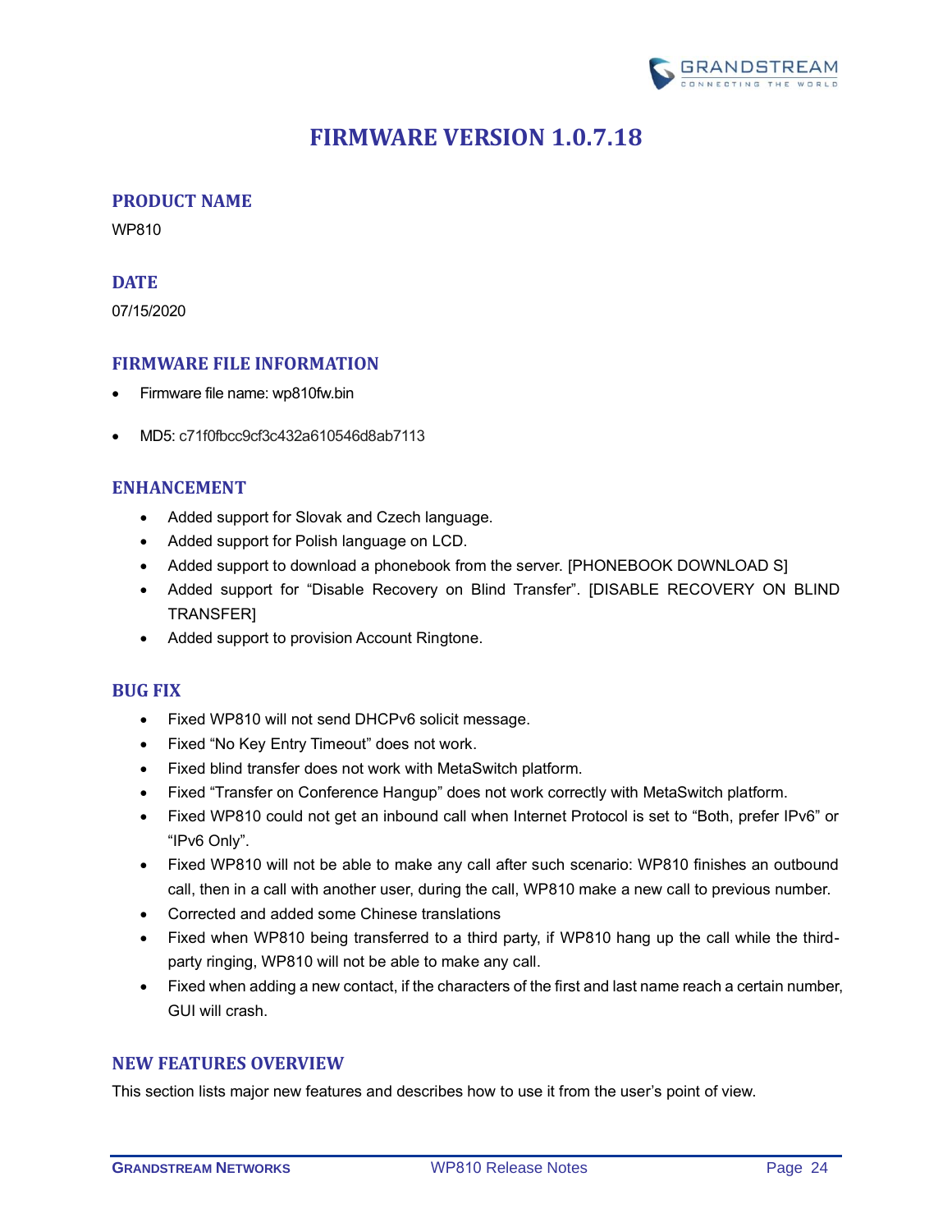# FIRMWARE VERSION 1.0.7.18

## PRODUCT NAME

WP810

## DATE

07/15/2020

## FIRMWARE FILE INFORMATION

- Firmware file name: wp810fw.bin
- MD5: c71f0fbcc9cf3c432a610546d8ab7113

## ENHANCEMENT

- Added support for Slovak and Czech language.
- Added support for Polish language on LCD.
- Added support to download a phonebook from the server. [PHONEBOOK DOWNLOAD S]
- Added support for "Disable Recovery on Blind Transfer". [DISABLE RECOVERY ON BLIND TRANSFER]
- Added support to provision Account Ringtone.

## BUG FIX

- Fixed WP810 will not send DHCPv6 solicit message.
- Fixed "No Key Entry Timeout" does not work.
- Fixed blind transfer does not work with MetaSwitch platform.
- Fixed "Transfer on Conference Hangup" does not work correctly with MetaSwitch platform.
- Fixed WP810 could not get an inbound call when Internet Protocol is set to "Both, prefer IPv6" or "IPv6 Only".
- Fixed WP810 will not be able to make any call after such scenario: WP810 finishes an outbound call, then in a call with another user, during the call, WP810 make a new call to previous number.
- Corrected and added some Chinese translations
- Fixed when WP810 being transferred to a third party, if WP810 hang up the call while the third-party ringing, WP810 will not be able to make any call.
- Fixed when adding a new contact, if the characters of the first and last name reach a certain number, GUI will crash.

## NEW FEATURES OVERVIEW

This section lists major new features and describes how to use it from the user's point of view.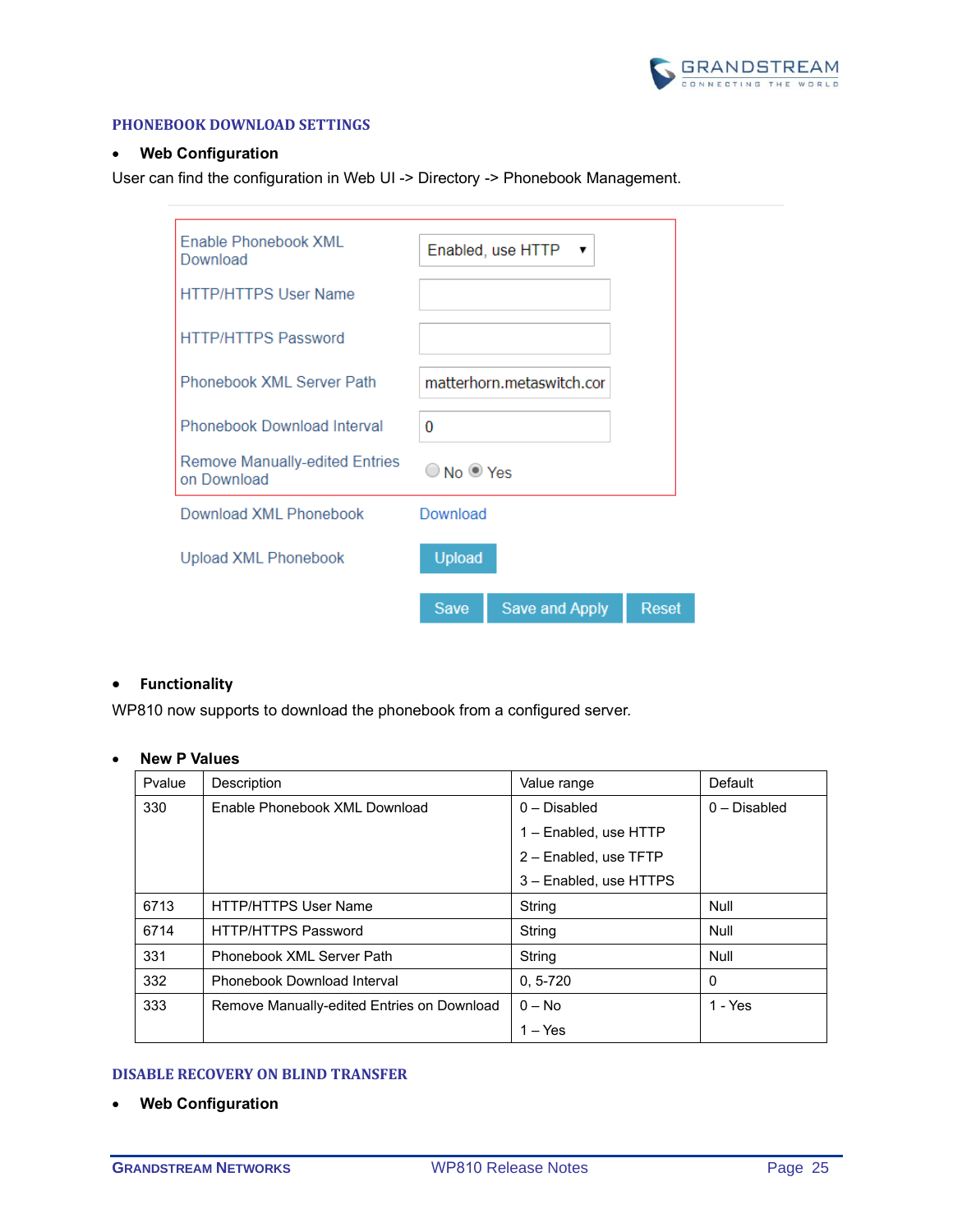## PHONEBOOK DOWNLOAD SETTINGS

- **Web Configuration**

User can find the configuration in Web UI -> Directory -> Phonebook Management.

- **Functionality**

WP810 now supports to download the phonebook from a configured server.

- **New P Values**

| Pvalue | Description | Value range | Default |
|---|---|---|---|
| 330 | Enable Phonebook XML Download | 0 – Disabled<br>1 – Enabled, use HTTP<br>2 – Enabled, use TFTP<br>3 – Enabled, use HTTPS | 0 – Disabled |
| 6713 | HTTP/HTTPS User Name | String | Null |
| 6714 | HTTP/HTTPS Password | String | Null |
| 331 | Phonebook XML Server Path | String | Null |
| 332 | Phonebook Download Interval | 0, 5-720 | 0 |
| 333 | Remove Manually-edited Entries on Download | 0 – No<br>1 – Yes | 1 - Yes |

## DISABLE RECOVERY ON BLIND TRANSFER

- **Web Configuration**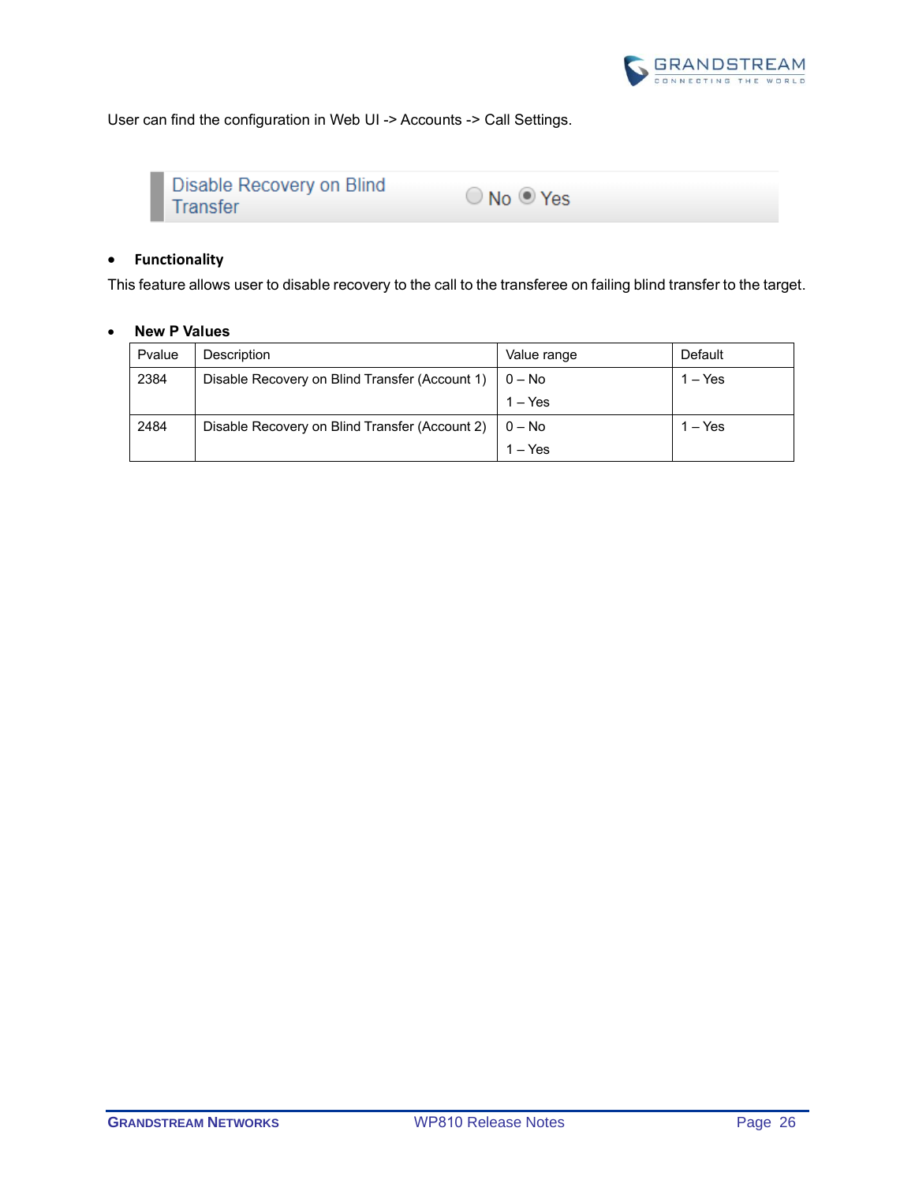User can find the configuration in Web UI -> Accounts -> Call Settings.

Disable Recovery on Blind Transfer ◯ No ◉ Yes

- **Functionality**

This feature allows user to disable recovery to the call to the transferee on failing blind transfer to the target.

- **New P Values**

| Pvalue | Description | Value range | Default |
|---|---|---|---|
| 2384 | Disable Recovery on Blind Transfer (Account 1) | 0 – No<br>1 – Yes | 1 – Yes |
| 2484 | Disable Recovery on Blind Transfer (Account 2) | 0 – No<br>1 – Yes | 1 – Yes |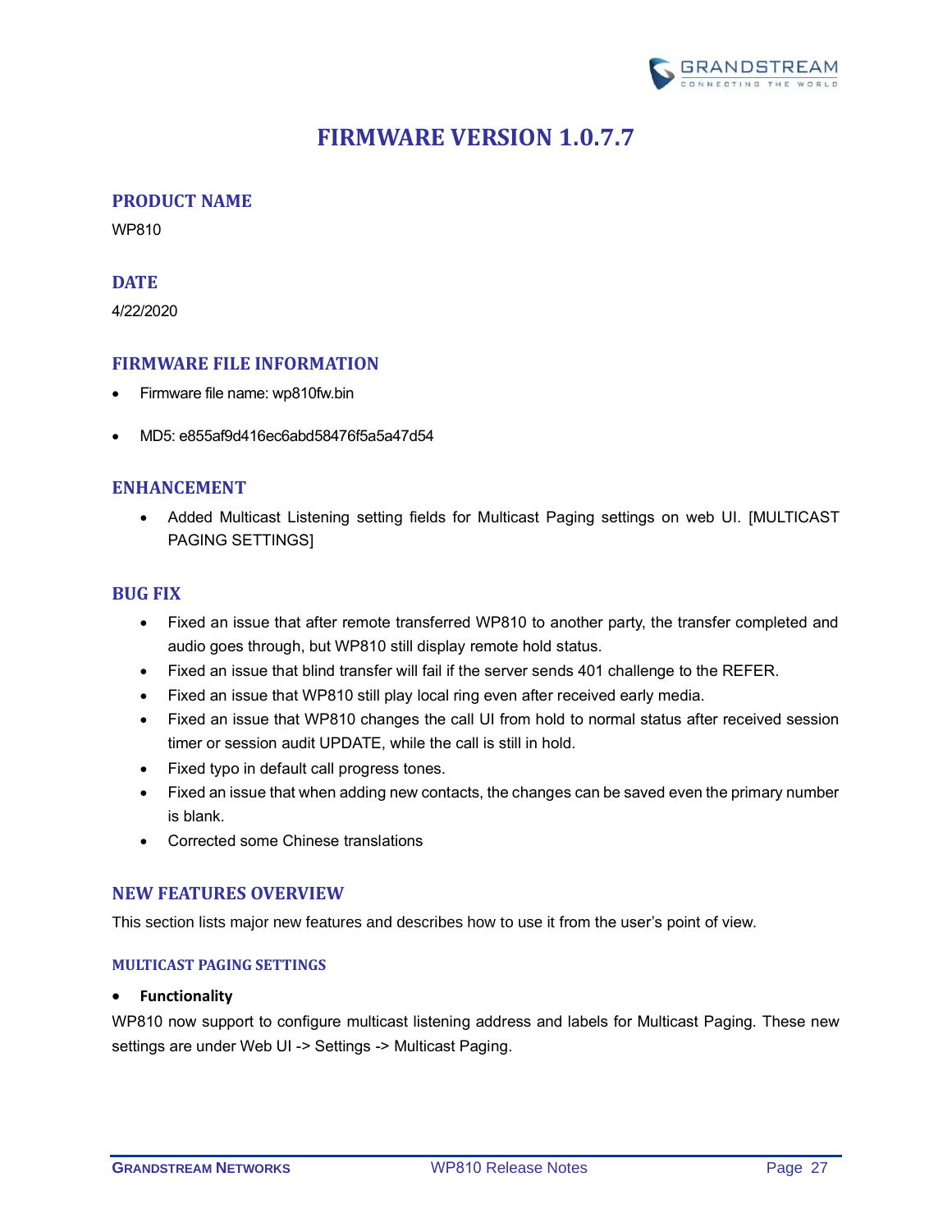# FIRMWARE VERSION 1.0.7.7

## PRODUCT NAME

WP810

## DATE

4/22/2020

## FIRMWARE FILE INFORMATION

- Firmware file name: wp810fw.bin
- MD5: e855af9d416ec6abd58476f5a5a47d54

## ENHANCEMENT

- Added Multicast Listening setting fields for Multicast Paging settings on web UI. [MULTICAST PAGING SETTINGS]

## BUG FIX

- Fixed an issue that after remote transferred WP810 to another party, the transfer completed and audio goes through, but WP810 still display remote hold status.
- Fixed an issue that blind transfer will fail if the server sends 401 challenge to the REFER.
- Fixed an issue that WP810 still play local ring even after received early media.
- Fixed an issue that WP810 changes the call UI from hold to normal status after received session timer or session audit UPDATE, while the call is still in hold.
- Fixed typo in default call progress tones.
- Fixed an issue that when adding new contacts, the changes can be saved even the primary number is blank.
- Corrected some Chinese translations

## NEW FEATURES OVERVIEW

This section lists major new features and describes how to use it from the user's point of view.

### MULTICAST PAGING SETTINGS

- **Functionality**

WP810 now support to configure multicast listening address and labels for Multicast Paging. These new settings are under Web UI -> Settings -> Multicast Paging.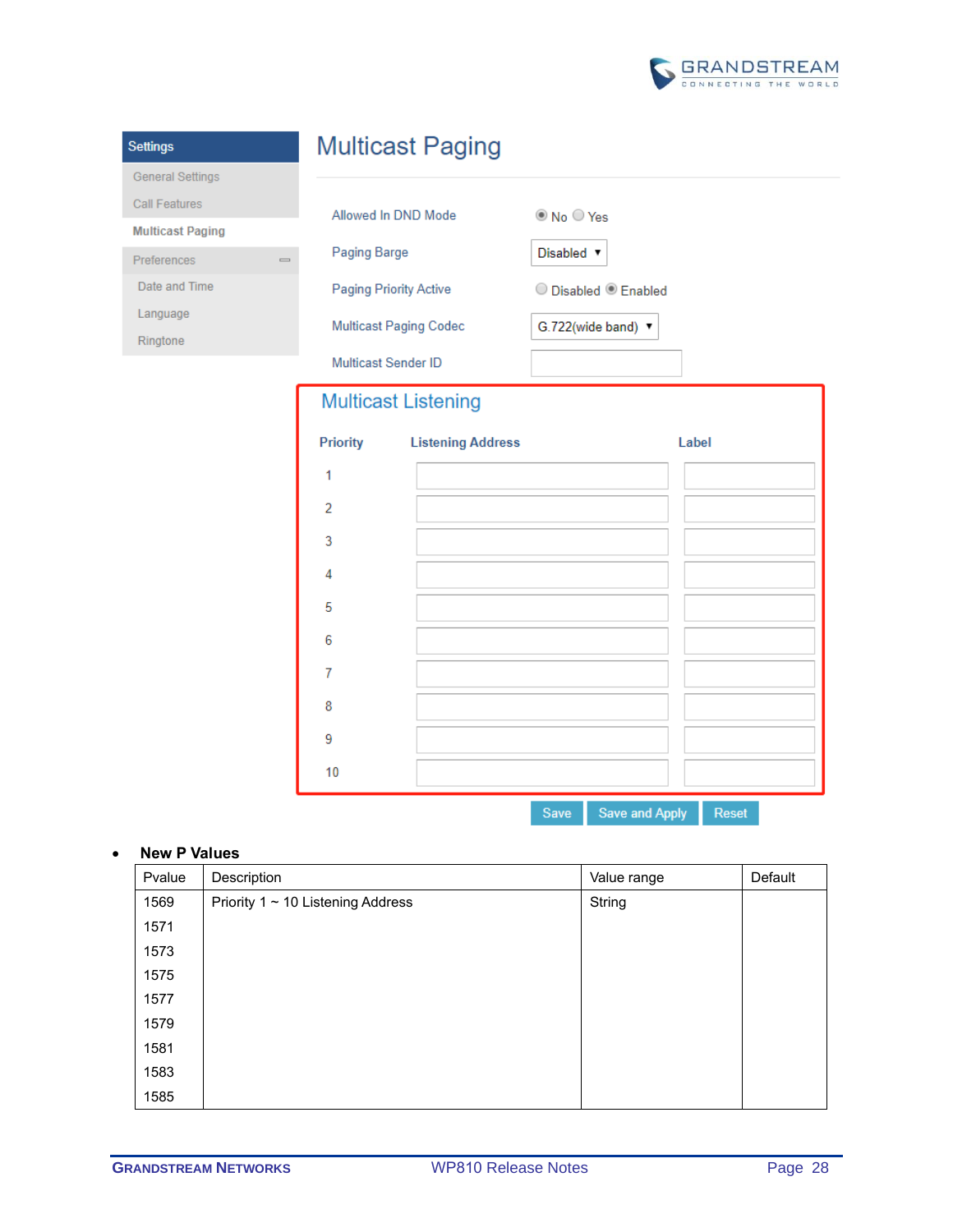- **New P Values**

| Pvalue | Description | Value range | Default |
|---|---|---|---|
| 1569<br>1571<br>1573<br>1575<br>1577<br>1579<br>1581<br>1583<br>1585 | Priority 1 ~ 10 Listening Address | String | |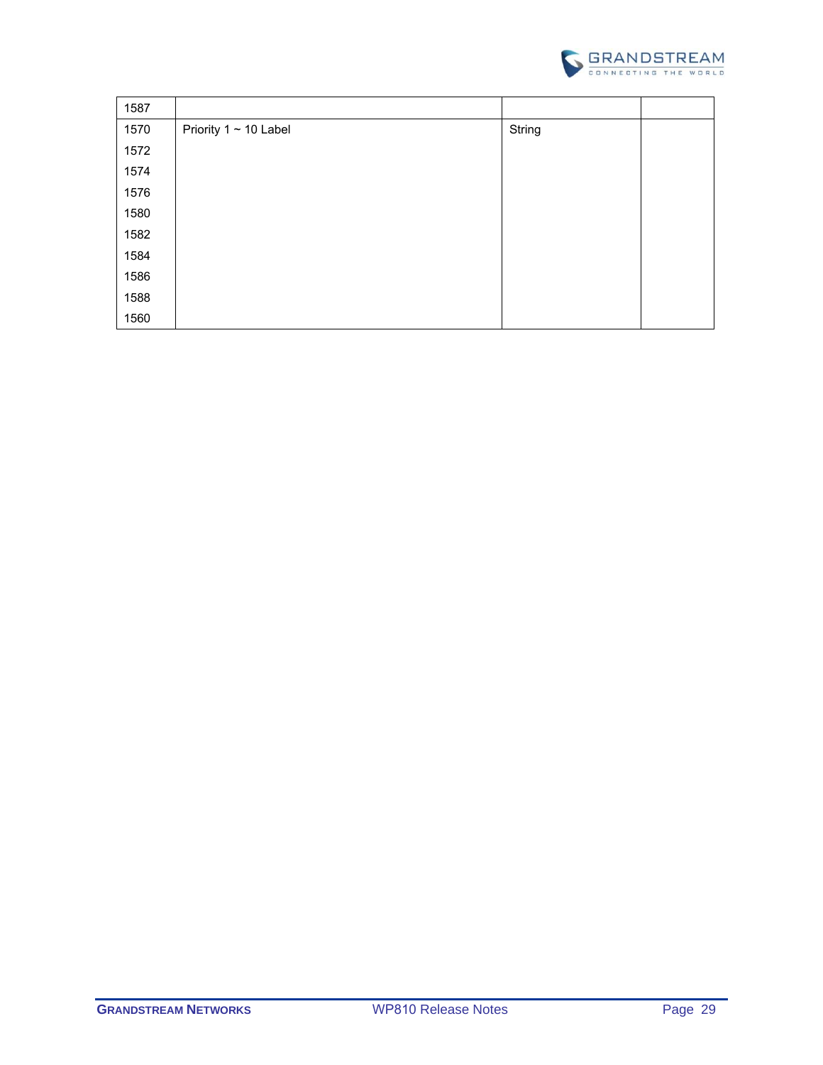| 1587 | | | |
|---|---|---|---|
| 1570<br>1572<br>1574<br>1576<br>1580<br>1582<br>1584<br>1586<br>1588<br>1560 | Priority 1 ~ 10 Label | String | |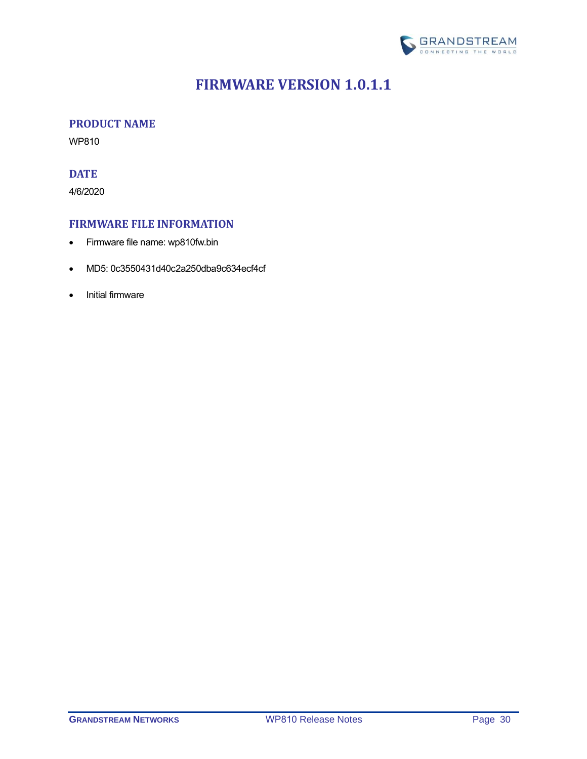# FIRMWARE VERSION 1.0.1.1

## PRODUCT NAME

WP810

## DATE

4/6/2020

## FIRMWARE FILE INFORMATION

- Firmware file name: wp810fw.bin
- MD5: 0c3550431d40c2a250dba9c634ecf4cf
- Initial firmware